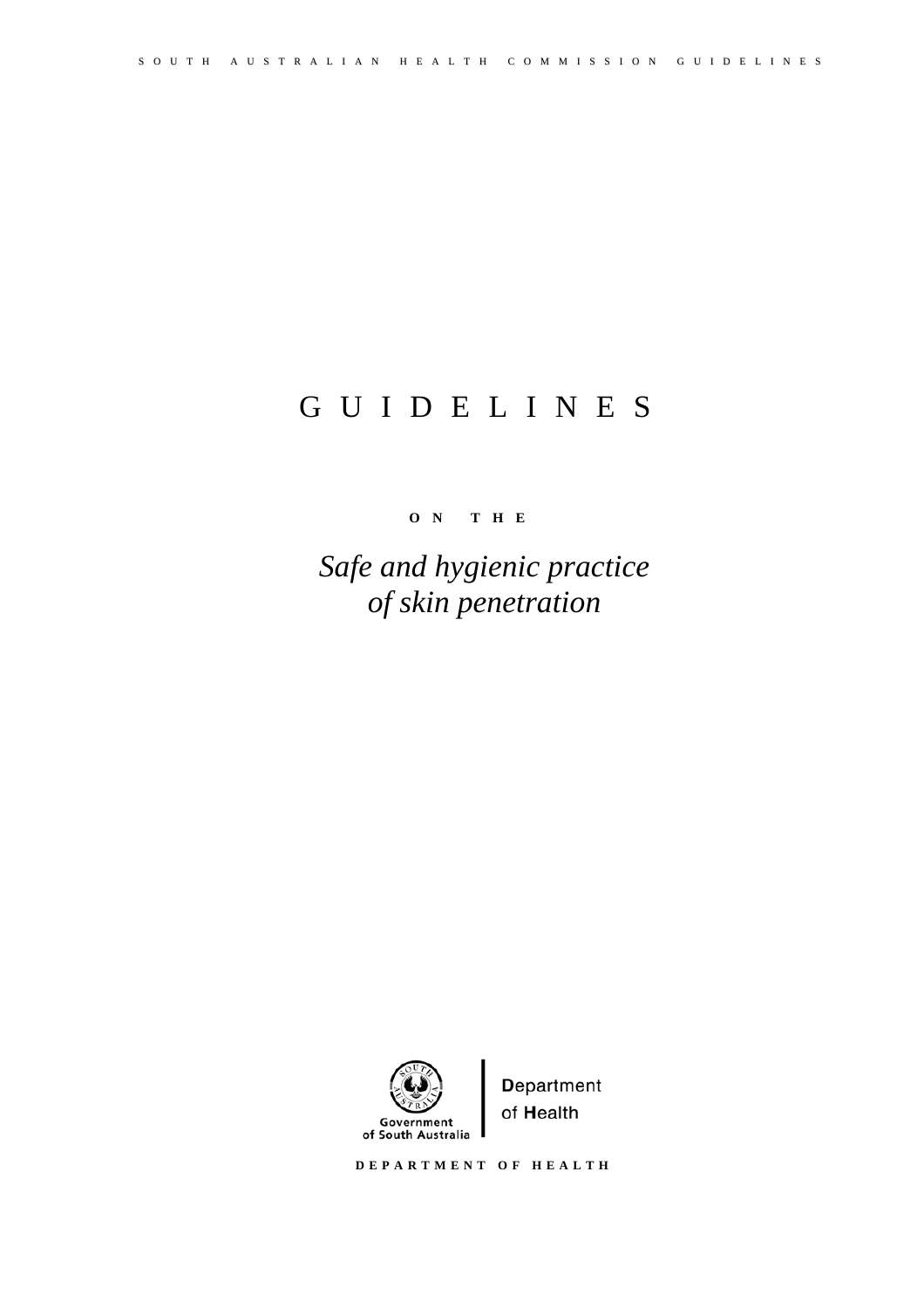SOUTH AUSTRALIAN HEALTH COMMISSION GUIDELINES

# GUIDELINES

**ON THE**

## *Safe and hygienic practice of skin penetration*

Government of South Australia

Department of Health

**DEPARTMENT OF HEALTH**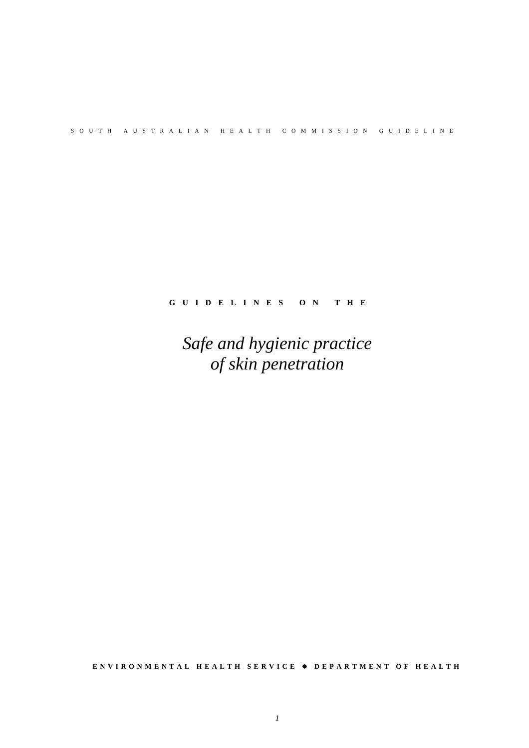SOUTH AUSTRALIAN HEALTH COMMISSION GUIDELINE

**GUIDELINES ON THE**

# *Safe and hygienic practice of skin penetration*

**ENVIRONMENTAL HEALTH SERVICE ● DEPARTMENT OF HEALTH**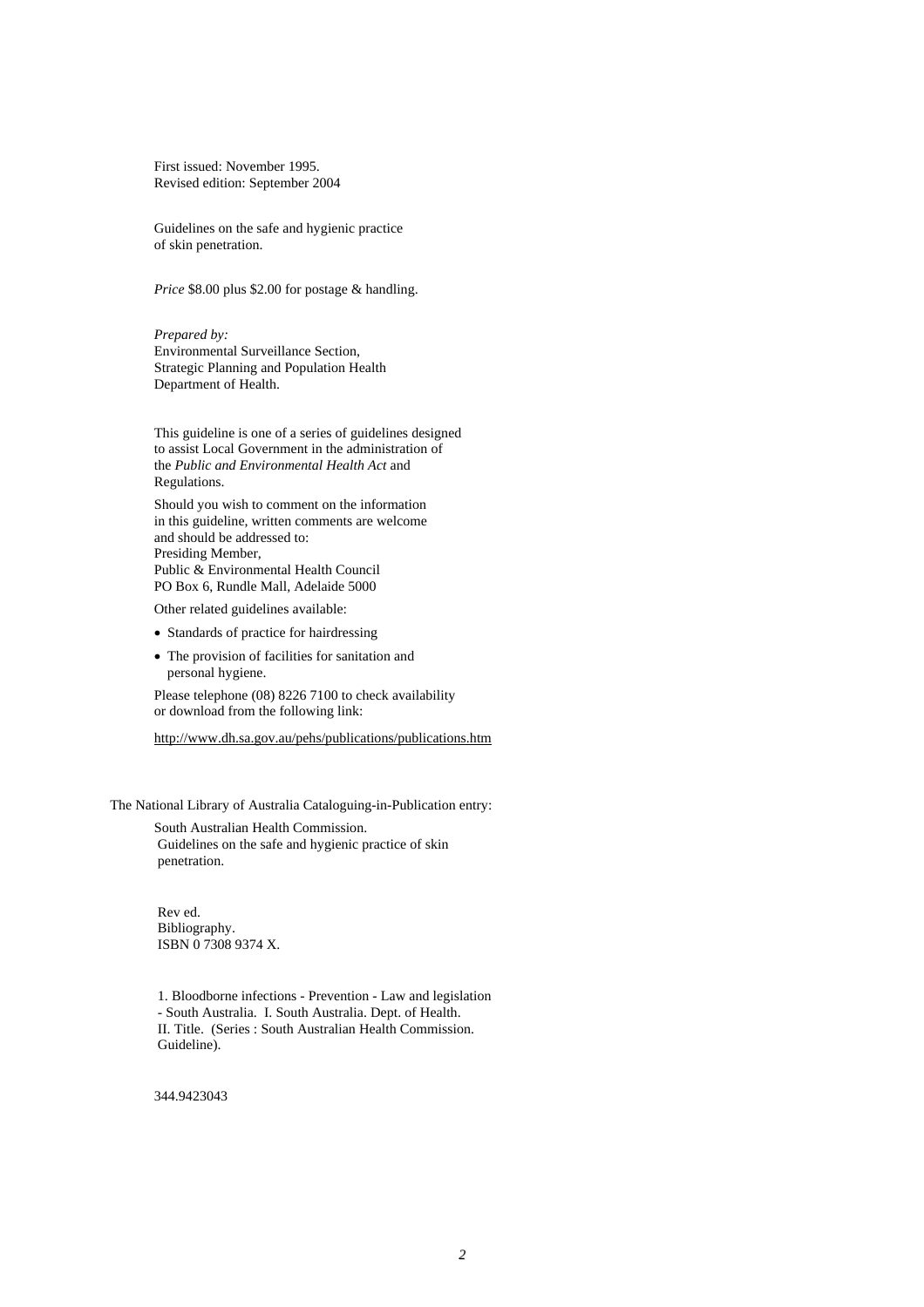First issued: November 1995.
Revised edition: September 2004

Guidelines on the safe and hygienic practice of skin penetration.

*Price* $8.00 plus $2.00 for postage & handling.

*Prepared by:*
Environmental Surveillance Section,
Strategic Planning and Population Health
Department of Health.

This guideline is one of a series of guidelines designed to assist Local Government in the administration of the *Public and Environmental Health Act* and Regulations.

Should you wish to comment on the information in this guideline, written comments are welcome and should be addressed to:
Presiding Member,
Public & Environmental Health Council
PO Box 6, Rundle Mall, Adelaide 5000

Other related guidelines available:

- Standards of practice for hairdressing
- The provision of facilities for sanitation and personal hygiene.

Please telephone (08) 8226 7100 to check availability or download from the following link:

http://www.dh.sa.gov.au/pehs/publications/publications.htm

The National Library of Australia Cataloguing-in-Publication entry:

South Australian Health Commission.
Guidelines on the safe and hygienic practice of skin penetration.

Rev ed.
Bibliography.
ISBN 0 7308 9374 X.

1. Bloodborne infections - Prevention - Law and legislation - South Australia. I. South Australia. Dept. of Health. II. Title. (Series : South Australian Health Commission. Guideline).

344.9423043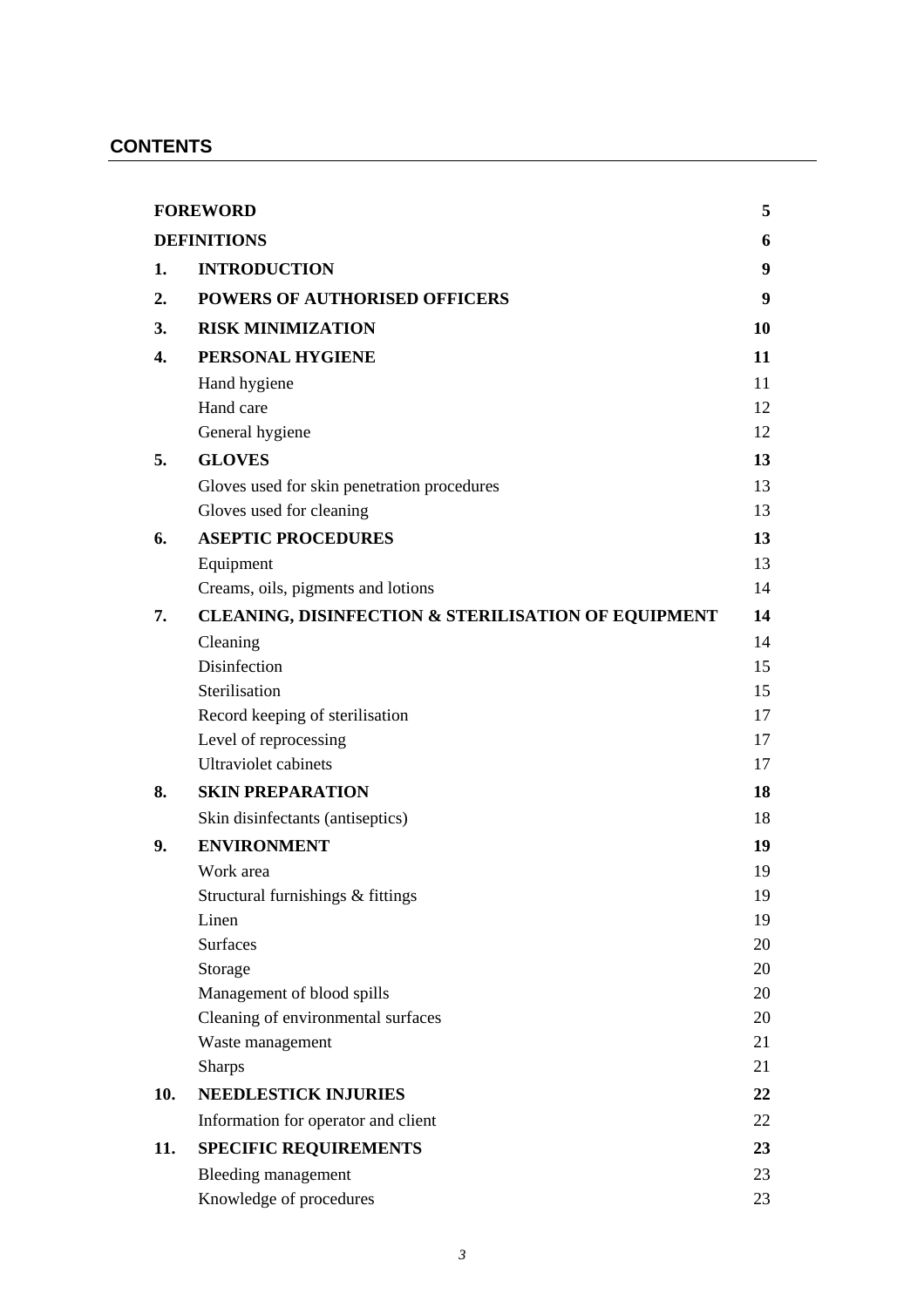## CONTENTS

| | | |
|---|---|---|
| | **FOREWORD** | **5** |
| | **DEFINITIONS** | **6** |
| **1.** | **INTRODUCTION** | **9** |
| **2.** | **POWERS OF AUTHORISED OFFICERS** | **9** |
| **3.** | **RISK MINIMIZATION** | **10** |
| **4.** | **PERSONAL HYGIENE** | **11** |
| | Hand hygiene | 11 |
| | Hand care | 12 |
| | General hygiene | 12 |
| **5.** | **GLOVES** | **13** |
| | Gloves used for skin penetration procedures | 13 |
| | Gloves used for cleaning | 13 |
| **6.** | **ASEPTIC PROCEDURES** | **13** |
| | Equipment | 13 |
| | Creams, oils, pigments and lotions | 14 |
| **7.** | **CLEANING, DISINFECTION & STERILISATION OF EQUIPMENT** | **14** |
| | Cleaning | 14 |
| | Disinfection | 15 |
| | Sterilisation | 15 |
| | Record keeping of sterilisation | 17 |
| | Level of reprocessing | 17 |
| | Ultraviolet cabinets | 17 |
| **8.** | **SKIN PREPARATION** | **18** |
| | Skin disinfectants (antiseptics) | 18 |
| **9.** | **ENVIRONMENT** | **19** |
| | Work area | 19 |
| | Structural furnishings & fittings | 19 |
| | Linen | 19 |
| | Surfaces | 20 |
| | Storage | 20 |
| | Management of blood spills | 20 |
| | Cleaning of environmental surfaces | 20 |
| | Waste management | 21 |
| | Sharps | 21 |
| **10.** | **NEEDLESTICK INJURIES** | **22** |
| | Information for operator and client | 22 |
| **11.** | **SPECIFIC REQUIREMENTS** | **23** |
| | Bleeding management | 23 |
| | Knowledge of procedures | 23 |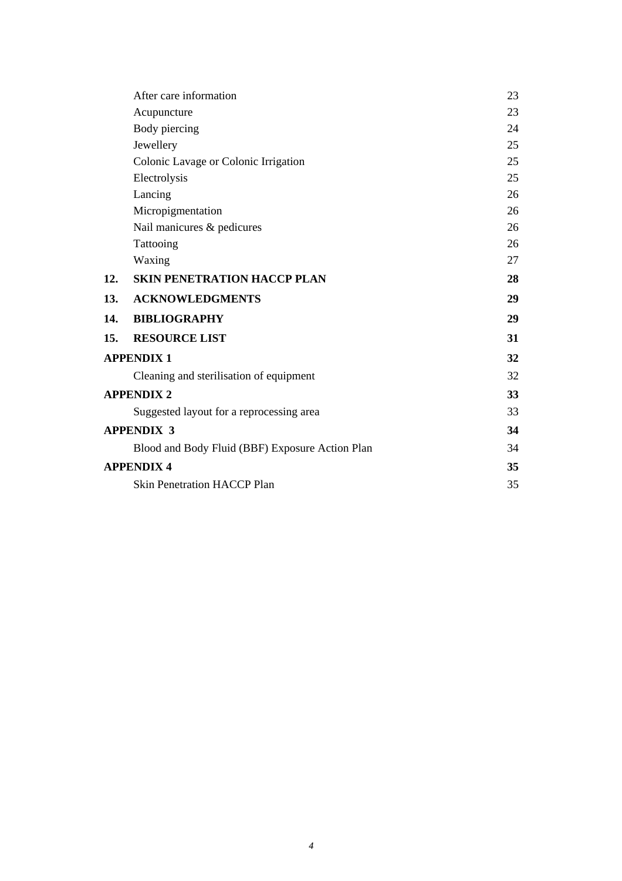| | | |
|---|---|---|
| | After care information | 23 |
| | Acupuncture | 23 |
| | Body piercing | 24 |
| | Jewellery | 25 |
| | Colonic Lavage or Colonic Irrigation | 25 |
| | Electrolysis | 25 |
| | Lancing | 26 |
| | Micropigmentation | 26 |
| | Nail manicures & pedicures | 26 |
| | Tattooing | 26 |
| | Waxing | 27 |
| **12.** | **SKIN PENETRATION HACCP PLAN** | **28** |
| **13.** | **ACKNOWLEDGMENTS** | **29** |
| **14.** | **BIBLIOGRAPHY** | **29** |
| **15.** | **RESOURCE LIST** | **31** |
| **APPENDIX 1** | | **32** |
| | Cleaning and sterilisation of equipment | 32 |
| **APPENDIX 2** | | **33** |
| | Suggested layout for a reprocessing area | 33 |
| **APPENDIX 3** | | **34** |
| | Blood and Body Fluid (BBF) Exposure Action Plan | 34 |
| **APPENDIX 4** | | **35** |
| | Skin Penetration HACCP Plan | 35 |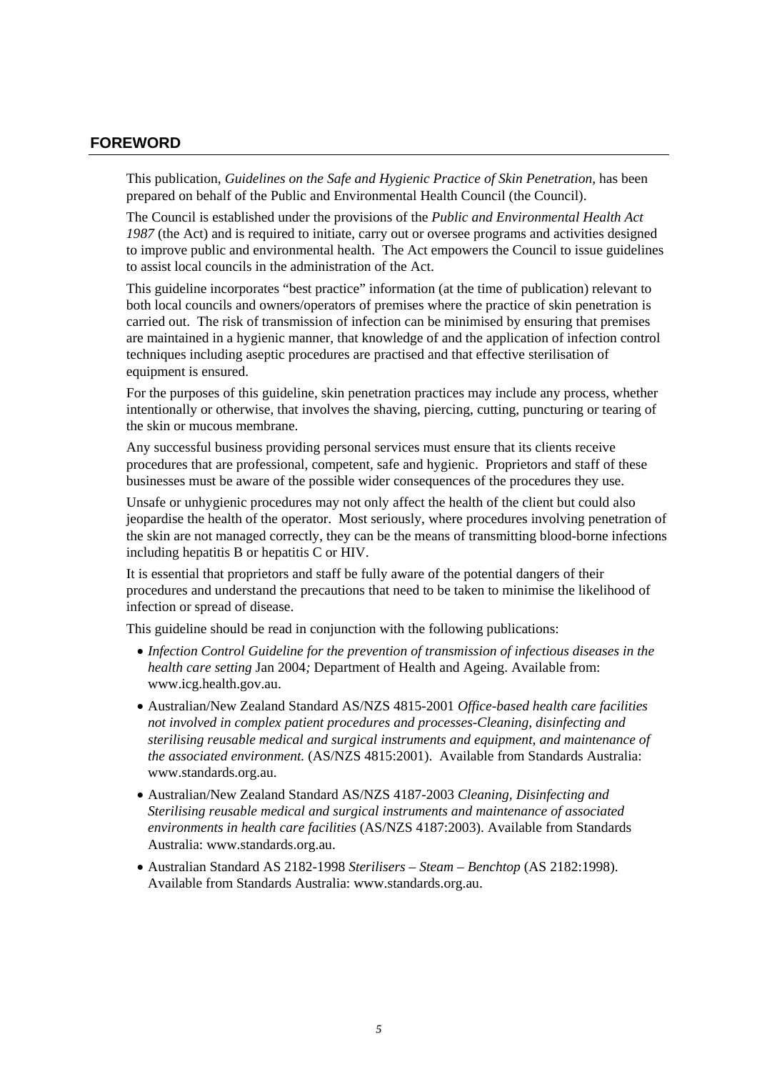## FOREWORD

This publication, *Guidelines on the Safe and Hygienic Practice of Skin Penetration,* has been prepared on behalf of the Public and Environmental Health Council (the Council).

The Council is established under the provisions of the *Public and Environmental Health Act 1987* (the Act) and is required to initiate, carry out or oversee programs and activities designed to improve public and environmental health. The Act empowers the Council to issue guidelines to assist local councils in the administration of the Act.

This guideline incorporates "best practice" information (at the time of publication) relevant to both local councils and owners/operators of premises where the practice of skin penetration is carried out. The risk of transmission of infection can be minimised by ensuring that premises are maintained in a hygienic manner, that knowledge of and the application of infection control techniques including aseptic procedures are practised and that effective sterilisation of equipment is ensured.

For the purposes of this guideline, skin penetration practices may include any process, whether intentionally or otherwise, that involves the shaving, piercing, cutting, puncturing or tearing of the skin or mucous membrane.

Any successful business providing personal services must ensure that its clients receive procedures that are professional, competent, safe and hygienic. Proprietors and staff of these businesses must be aware of the possible wider consequences of the procedures they use.

Unsafe or unhygienic procedures may not only affect the health of the client but could also jeopardise the health of the operator. Most seriously, where procedures involving penetration of the skin are not managed correctly, they can be the means of transmitting blood-borne infections including hepatitis B or hepatitis C or HIV.

It is essential that proprietors and staff be fully aware of the potential dangers of their procedures and understand the precautions that need to be taken to minimise the likelihood of infection or spread of disease.

This guideline should be read in conjunction with the following publications:

- *Infection Control Guideline for the prevention of transmission of infectious diseases in the health care setting* Jan 2004*;* Department of Health and Ageing. Available from: www.icg.health.gov.au.
- Australian/New Zealand Standard AS/NZS 4815-2001 *Office-based health care facilities not involved in complex patient procedures and processes-Cleaning, disinfecting and sterilising reusable medical and surgical instruments and equipment, and maintenance of the associated environment.* (AS/NZS 4815:2001). Available from Standards Australia: www.standards.org.au.
- Australian/New Zealand Standard AS/NZS 4187-2003 *Cleaning, Disinfecting and Sterilising reusable medical and surgical instruments and maintenance of associated environments in health care facilities* (AS/NZS 4187:2003). Available from Standards Australia: www.standards.org.au.
- Australian Standard AS 2182-1998 *Sterilisers – Steam – Benchtop* (AS 2182:1998). Available from Standards Australia: www.standards.org.au.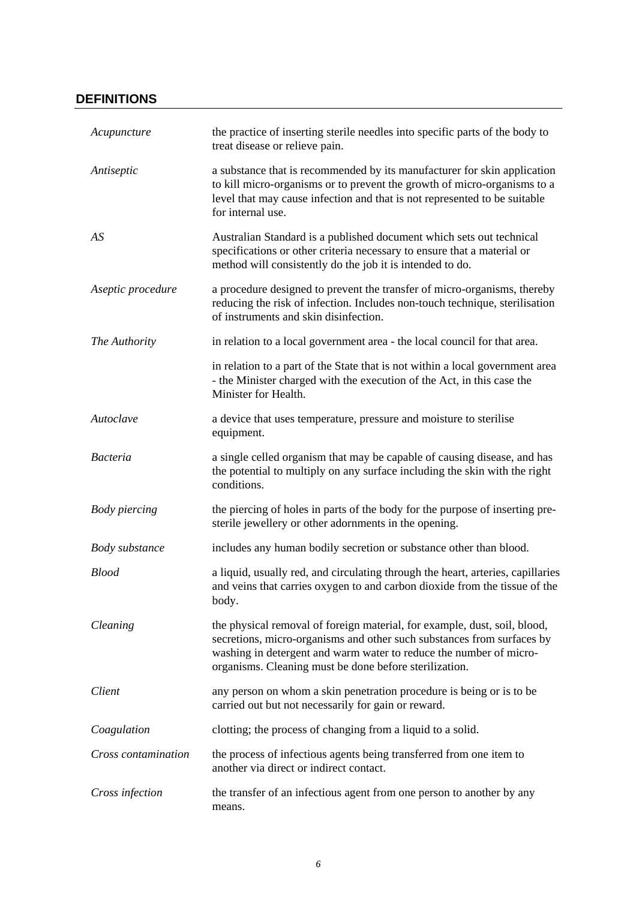## DEFINITIONS

| | |
|---|---|
| *Acupuncture* | the practice of inserting sterile needles into specific parts of the body to treat disease or relieve pain. |
| *Antiseptic* | a substance that is recommended by its manufacturer for skin application to kill micro-organisms or to prevent the growth of micro-organisms to a level that may cause infection and that is not represented to be suitable for internal use. |
| *AS* | Australian Standard is a published document which sets out technical specifications or other criteria necessary to ensure that a material or method will consistently do the job it is intended to do. |
| *Aseptic procedure* | a procedure designed to prevent the transfer of micro-organisms, thereby reducing the risk of infection. Includes non-touch technique, sterilisation of instruments and skin disinfection. |
| *The Authority* | in relation to a local government area - the local council for that area. |
| | in relation to a part of the State that is not within a local government area - the Minister charged with the execution of the Act, in this case the Minister for Health. |
| *Autoclave* | a device that uses temperature, pressure and moisture to sterilise equipment. |
| *Bacteria* | a single celled organism that may be capable of causing disease, and has the potential to multiply on any surface including the skin with the right conditions. |
| *Body piercing* | the piercing of holes in parts of the body for the purpose of inserting pre-sterile jewellery or other adornments in the opening. |
| *Body substance* | includes any human bodily secretion or substance other than blood. |
| *Blood* | a liquid, usually red, and circulating through the heart, arteries, capillaries and veins that carries oxygen to and carbon dioxide from the tissue of the body. |
| *Cleaning* | the physical removal of foreign material, for example, dust, soil, blood, secretions, micro-organisms and other such substances from surfaces by washing in detergent and warm water to reduce the number of micro-organisms. Cleaning must be done before sterilization. |
| *Client* | any person on whom a skin penetration procedure is being or is to be carried out but not necessarily for gain or reward. |
| *Coagulation* | clotting; the process of changing from a liquid to a solid. |
| *Cross contamination* | the process of infectious agents being transferred from one item to another via direct or indirect contact. |
| *Cross infection* | the transfer of an infectious agent from one person to another by any means. |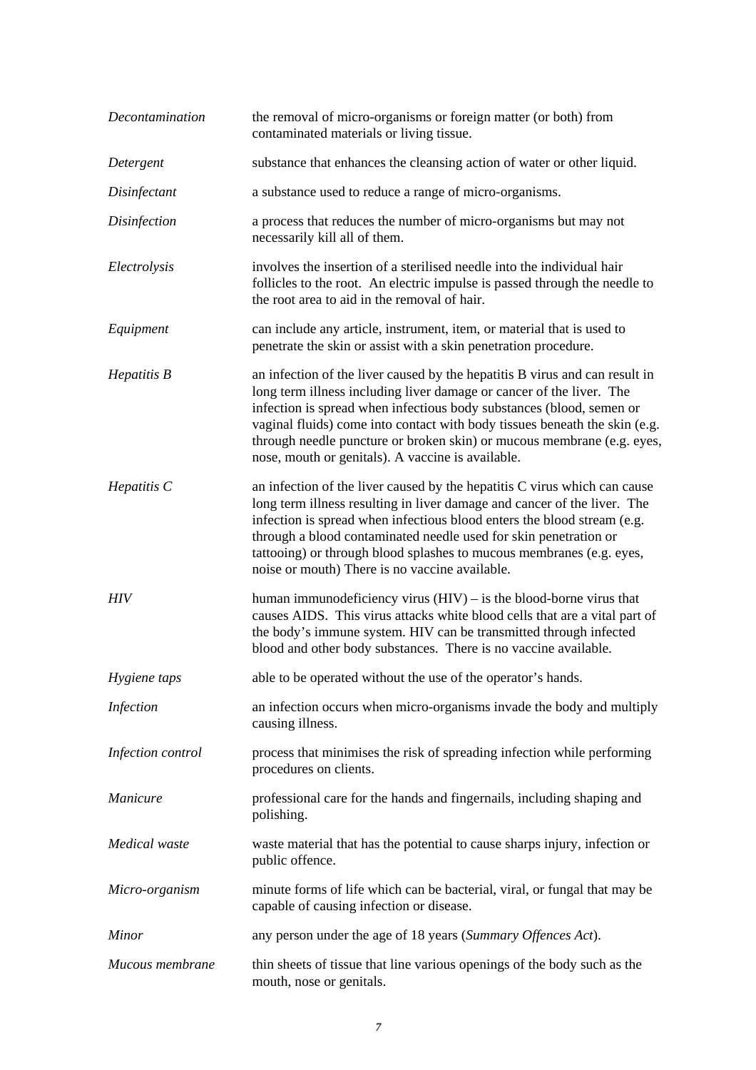| | |
|---|---|
| *Decontamination* | the removal of micro-organisms or foreign matter (or both) from contaminated materials or living tissue. |
| *Detergent* | substance that enhances the cleansing action of water or other liquid. |
| *Disinfectant* | a substance used to reduce a range of micro-organisms. |
| *Disinfection* | a process that reduces the number of micro-organisms but may not necessarily kill all of them. |
| *Electrolysis* | involves the insertion of a sterilised needle into the individual hair follicles to the root. An electric impulse is passed through the needle to the root area to aid in the removal of hair. |
| *Equipment* | can include any article, instrument, item, or material that is used to penetrate the skin or assist with a skin penetration procedure. |
| *Hepatitis B* | an infection of the liver caused by the hepatitis B virus and can result in long term illness including liver damage or cancer of the liver. The infection is spread when infectious body substances (blood, semen or vaginal fluids) come into contact with body tissues beneath the skin (e.g. through needle puncture or broken skin) or mucous membrane (e.g. eyes, nose, mouth or genitals). A vaccine is available. |
| *Hepatitis C* | an infection of the liver caused by the hepatitis C virus which can cause long term illness resulting in liver damage and cancer of the liver. The infection is spread when infectious blood enters the blood stream (e.g. through a blood contaminated needle used for skin penetration or tattooing) or through blood splashes to mucous membranes (e.g. eyes, noise or mouth) There is no vaccine available. |
| *HIV* | human immunodeficiency virus (HIV) – is the blood-borne virus that causes AIDS. This virus attacks white blood cells that are a vital part of the body's immune system. HIV can be transmitted through infected blood and other body substances. There is no vaccine available. |
| *Hygiene taps* | able to be operated without the use of the operator's hands. |
| *Infection* | an infection occurs when micro-organisms invade the body and multiply causing illness. |
| *Infection control* | process that minimises the risk of spreading infection while performing procedures on clients. |
| *Manicure* | professional care for the hands and fingernails, including shaping and polishing. |
| *Medical waste* | waste material that has the potential to cause sharps injury, infection or public offence. |
| *Micro-organism* | minute forms of life which can be bacterial, viral, or fungal that may be capable of causing infection or disease. |
| *Minor* | any person under the age of 18 years (*Summary Offences Act*). |
| *Mucous membrane* | thin sheets of tissue that line various openings of the body such as the mouth, nose or genitals. |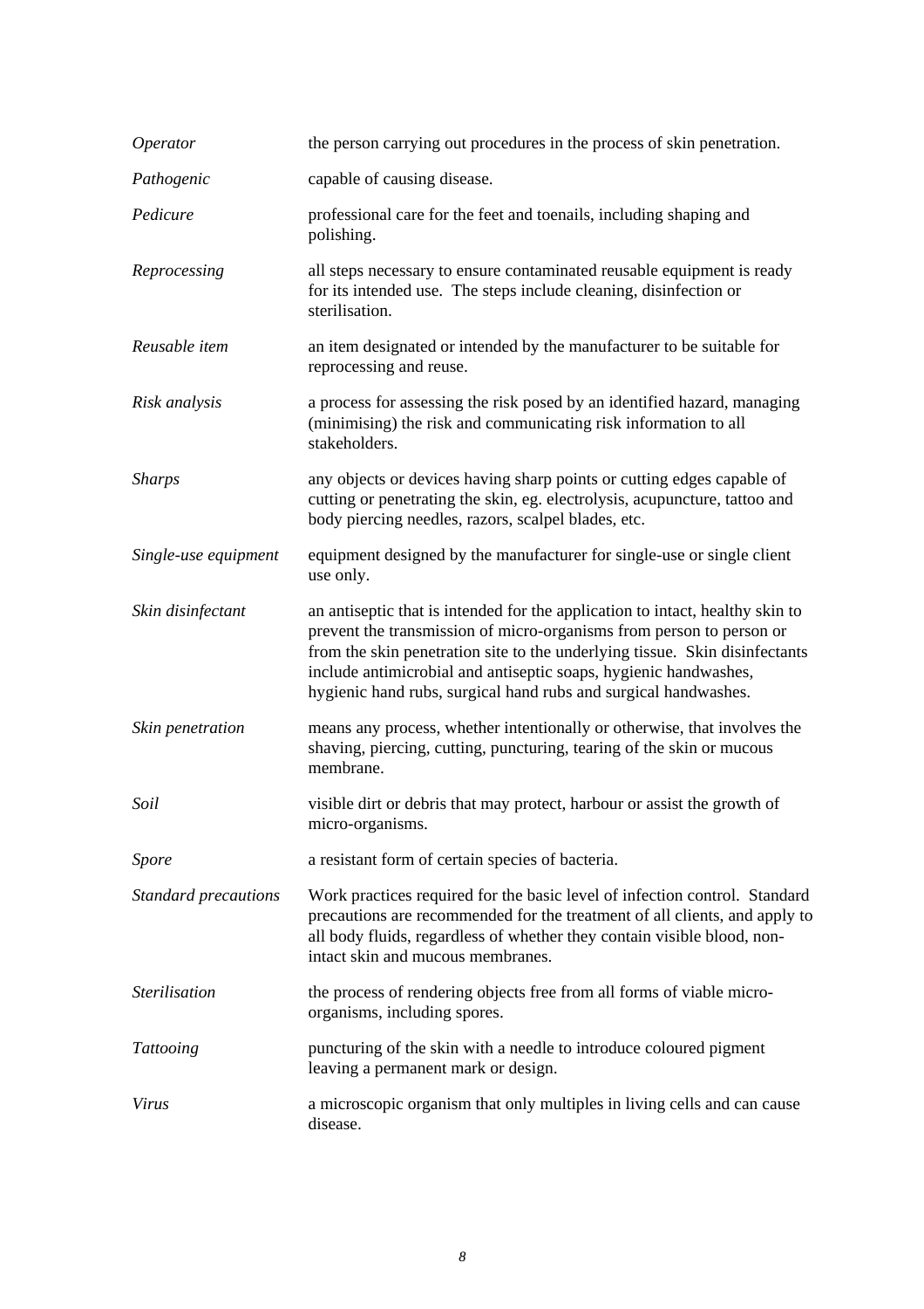| | |
|---|---|
| *Operator* | the person carrying out procedures in the process of skin penetration. |
| *Pathogenic* | capable of causing disease. |
| *Pedicure* | professional care for the feet and toenails, including shaping and polishing. |
| *Reprocessing* | all steps necessary to ensure contaminated reusable equipment is ready for its intended use. The steps include cleaning, disinfection or sterilisation. |
| *Reusable item* | an item designated or intended by the manufacturer to be suitable for reprocessing and reuse. |
| *Risk analysis* | a process for assessing the risk posed by an identified hazard, managing (minimising) the risk and communicating risk information to all stakeholders. |
| *Sharps* | any objects or devices having sharp points or cutting edges capable of cutting or penetrating the skin, eg. electrolysis, acupuncture, tattoo and body piercing needles, razors, scalpel blades, etc. |
| *Single-use equipment* | equipment designed by the manufacturer for single-use or single client use only. |
| *Skin disinfectant* | an antiseptic that is intended for the application to intact, healthy skin to prevent the transmission of micro-organisms from person to person or from the skin penetration site to the underlying tissue. Skin disinfectants include antimicrobial and antiseptic soaps, hygienic handwashes, hygienic hand rubs, surgical hand rubs and surgical handwashes. |
| *Skin penetration* | means any process, whether intentionally or otherwise, that involves the shaving, piercing, cutting, puncturing, tearing of the skin or mucous membrane. |
| *Soil* | visible dirt or debris that may protect, harbour or assist the growth of micro-organisms. |
| *Spore* | a resistant form of certain species of bacteria. |
| *Standard precautions* | Work practices required for the basic level of infection control. Standard precautions are recommended for the treatment of all clients, and apply to all body fluids, regardless of whether they contain visible blood, non-intact skin and mucous membranes. |
| *Sterilisation* | the process of rendering objects free from all forms of viable micro-organisms, including spores. |
| *Tattooing* | puncturing of the skin with a needle to introduce coloured pigment leaving a permanent mark or design. |
| *Virus* | a microscopic organism that only multiples in living cells and can cause disease. |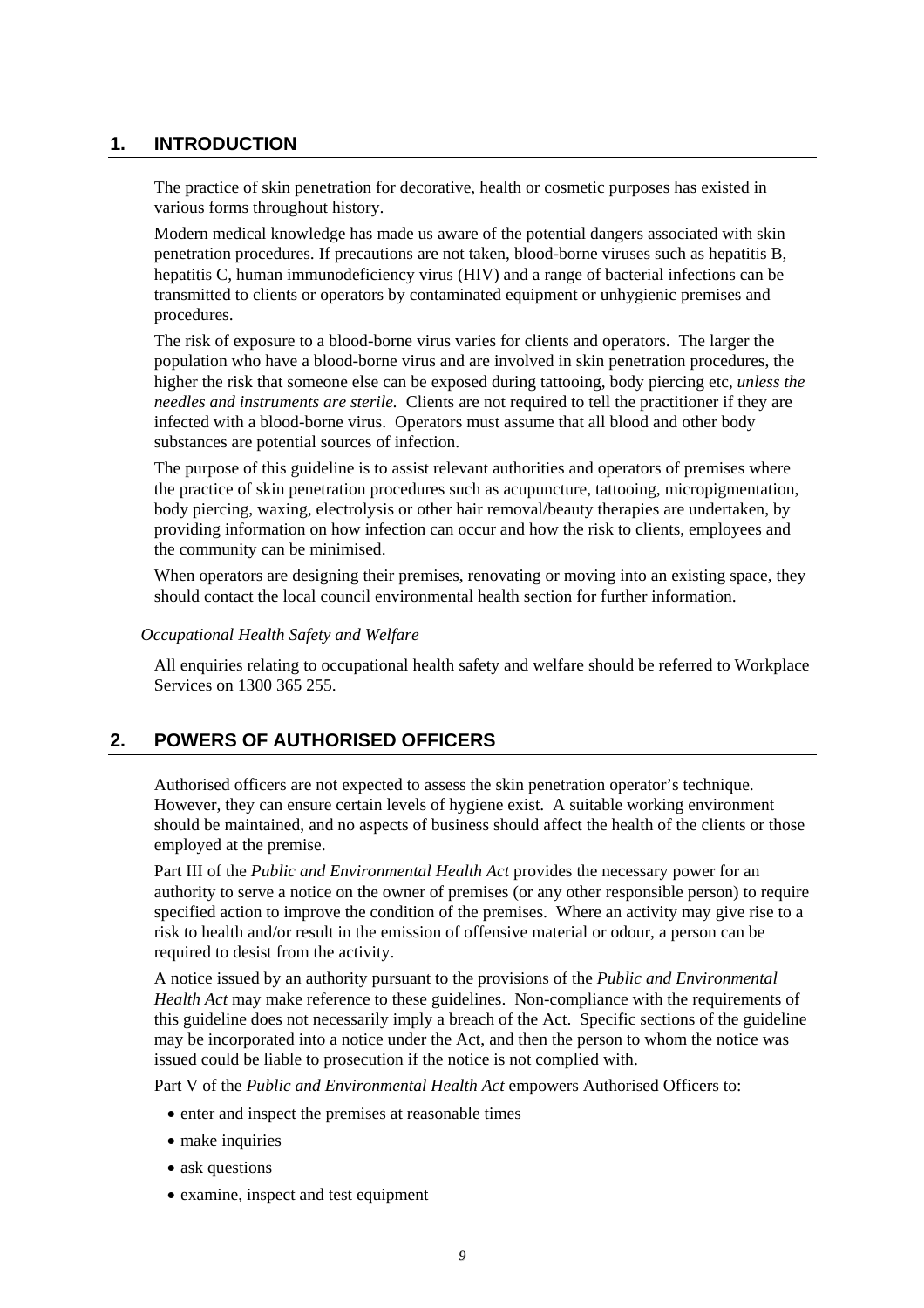## 1. INTRODUCTION

The practice of skin penetration for decorative, health or cosmetic purposes has existed in various forms throughout history.

Modern medical knowledge has made us aware of the potential dangers associated with skin penetration procedures. If precautions are not taken, blood-borne viruses such as hepatitis B, hepatitis C, human immunodeficiency virus (HIV) and a range of bacterial infections can be transmitted to clients or operators by contaminated equipment or unhygienic premises and procedures.

The risk of exposure to a blood-borne virus varies for clients and operators. The larger the population who have a blood-borne virus and are involved in skin penetration procedures, the higher the risk that someone else can be exposed during tattooing, body piercing etc, *unless the needles and instruments are sterile.* Clients are not required to tell the practitioner if they are infected with a blood-borne virus. Operators must assume that all blood and other body substances are potential sources of infection.

The purpose of this guideline is to assist relevant authorities and operators of premises where the practice of skin penetration procedures such as acupuncture, tattooing, micropigmentation, body piercing, waxing, electrolysis or other hair removal/beauty therapies are undertaken, by providing information on how infection can occur and how the risk to clients, employees and the community can be minimised.

When operators are designing their premises, renovating or moving into an existing space, they should contact the local council environmental health section for further information.

*Occupational Health Safety and Welfare*

All enquiries relating to occupational health safety and welfare should be referred to Workplace Services on 1300 365 255.

## 2. POWERS OF AUTHORISED OFFICERS

Authorised officers are not expected to assess the skin penetration operator's technique. However, they can ensure certain levels of hygiene exist. A suitable working environment should be maintained, and no aspects of business should affect the health of the clients or those employed at the premise.

Part III of the *Public and Environmental Health Act* provides the necessary power for an authority to serve a notice on the owner of premises (or any other responsible person) to require specified action to improve the condition of the premises. Where an activity may give rise to a risk to health and/or result in the emission of offensive material or odour, a person can be required to desist from the activity.

A notice issued by an authority pursuant to the provisions of the *Public and Environmental Health Act* may make reference to these guidelines. Non-compliance with the requirements of this guideline does not necessarily imply a breach of the Act. Specific sections of the guideline may be incorporated into a notice under the Act, and then the person to whom the notice was issued could be liable to prosecution if the notice is not complied with.

Part V of the *Public and Environmental Health Act* empowers Authorised Officers to:

- enter and inspect the premises at reasonable times
- make inquiries
- ask questions
- examine, inspect and test equipment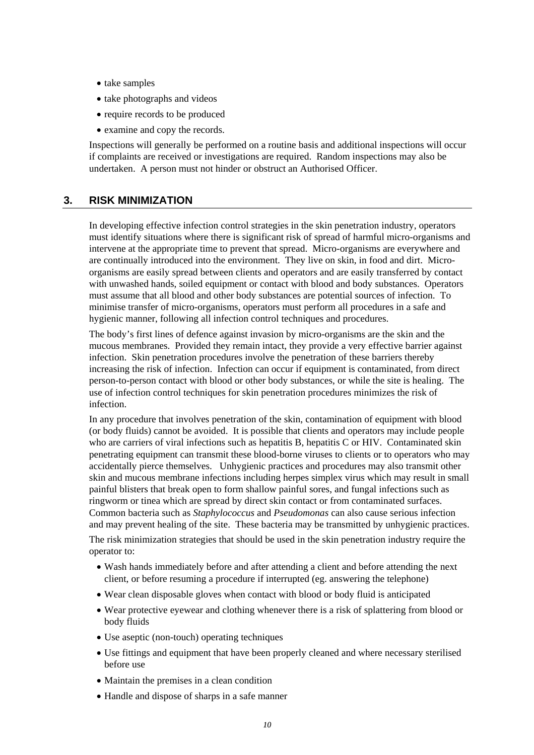- take samples
- take photographs and videos
- require records to be produced
- examine and copy the records.

Inspections will generally be performed on a routine basis and additional inspections will occur if complaints are received or investigations are required. Random inspections may also be undertaken. A person must not hinder or obstruct an Authorised Officer.

## 3. RISK MINIMIZATION

In developing effective infection control strategies in the skin penetration industry, operators must identify situations where there is significant risk of spread of harmful micro-organisms and intervene at the appropriate time to prevent that spread. Micro-organisms are everywhere and are continually introduced into the environment. They live on skin, in food and dirt. Micro-organisms are easily spread between clients and operators and are easily transferred by contact with unwashed hands, soiled equipment or contact with blood and body substances. Operators must assume that all blood and other body substances are potential sources of infection. To minimise transfer of micro-organisms, operators must perform all procedures in a safe and hygienic manner, following all infection control techniques and procedures.

The body's first lines of defence against invasion by micro-organisms are the skin and the mucous membranes. Provided they remain intact, they provide a very effective barrier against infection. Skin penetration procedures involve the penetration of these barriers thereby increasing the risk of infection. Infection can occur if equipment is contaminated, from direct person-to-person contact with blood or other body substances, or while the site is healing. The use of infection control techniques for skin penetration procedures minimizes the risk of infection.

In any procedure that involves penetration of the skin, contamination of equipment with blood (or body fluids) cannot be avoided. It is possible that clients and operators may include people who are carriers of viral infections such as hepatitis B, hepatitis C or HIV. Contaminated skin penetrating equipment can transmit these blood-borne viruses to clients or to operators who may accidentally pierce themselves. Unhygienic practices and procedures may also transmit other skin and mucous membrane infections including herpes simplex virus which may result in small painful blisters that break open to form shallow painful sores, and fungal infections such as ringworm or tinea which are spread by direct skin contact or from contaminated surfaces. Common bacteria such as *Staphylococcus* and *Pseudomonas* can also cause serious infection and may prevent healing of the site. These bacteria may be transmitted by unhygienic practices.

The risk minimization strategies that should be used in the skin penetration industry require the operator to:

- Wash hands immediately before and after attending a client and before attending the next client, or before resuming a procedure if interrupted (eg. answering the telephone)
- Wear clean disposable gloves when contact with blood or body fluid is anticipated
- Wear protective eyewear and clothing whenever there is a risk of splattering from blood or body fluids
- Use aseptic (non-touch) operating techniques
- Use fittings and equipment that have been properly cleaned and where necessary sterilised before use
- Maintain the premises in a clean condition
- Handle and dispose of sharps in a safe manner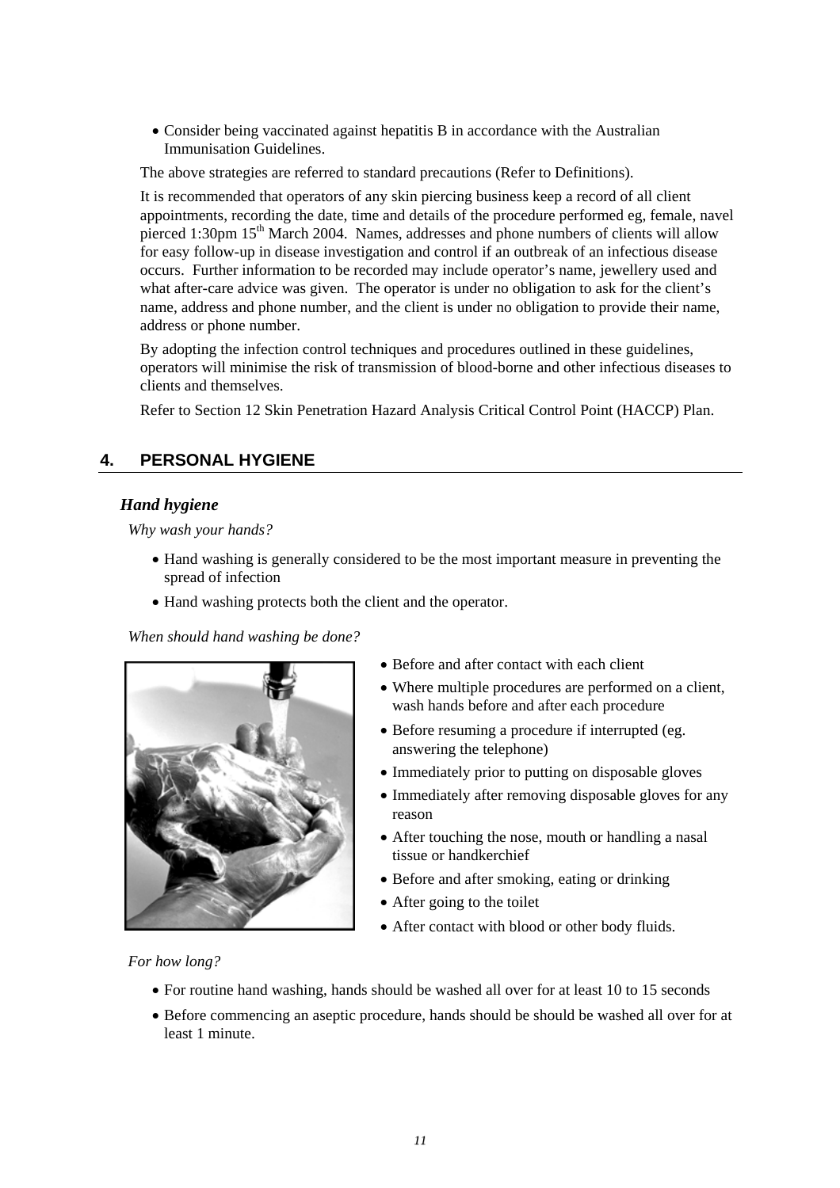- Consider being vaccinated against hepatitis B in accordance with the Australian Immunisation Guidelines.

The above strategies are referred to standard precautions (Refer to Definitions).

It is recommended that operators of any skin piercing business keep a record of all client appointments, recording the date, time and details of the procedure performed eg, female, navel pierced 1:30pm 15th March 2004. Names, addresses and phone numbers of clients will allow for easy follow-up in disease investigation and control if an outbreak of an infectious disease occurs. Further information to be recorded may include operator's name, jewellery used and what after-care advice was given. The operator is under no obligation to ask for the client's name, address and phone number, and the client is under no obligation to provide their name, address or phone number.

By adopting the infection control techniques and procedures outlined in these guidelines, operators will minimise the risk of transmission of blood-borne and other infectious diseases to clients and themselves.

Refer to Section 12 Skin Penetration Hazard Analysis Critical Control Point (HACCP) Plan.

## 4. PERSONAL HYGIENE

### *Hand hygiene*

*Why wash your hands?*

- Hand washing is generally considered to be the most important measure in preventing the spread of infection
- Hand washing protects both the client and the operator.

*When should hand washing be done?*

- Before and after contact with each client
- Where multiple procedures are performed on a client, wash hands before and after each procedure
- Before resuming a procedure if interrupted (eg. answering the telephone)
- Immediately prior to putting on disposable gloves
- Immediately after removing disposable gloves for any reason
- After touching the nose, mouth or handling a nasal tissue or handkerchief
- Before and after smoking, eating or drinking
- After going to the toilet
- After contact with blood or other body fluids.

*For how long?*

- For routine hand washing, hands should be washed all over for at least 10 to 15 seconds
- Before commencing an aseptic procedure, hands should be should be washed all over for at least 1 minute.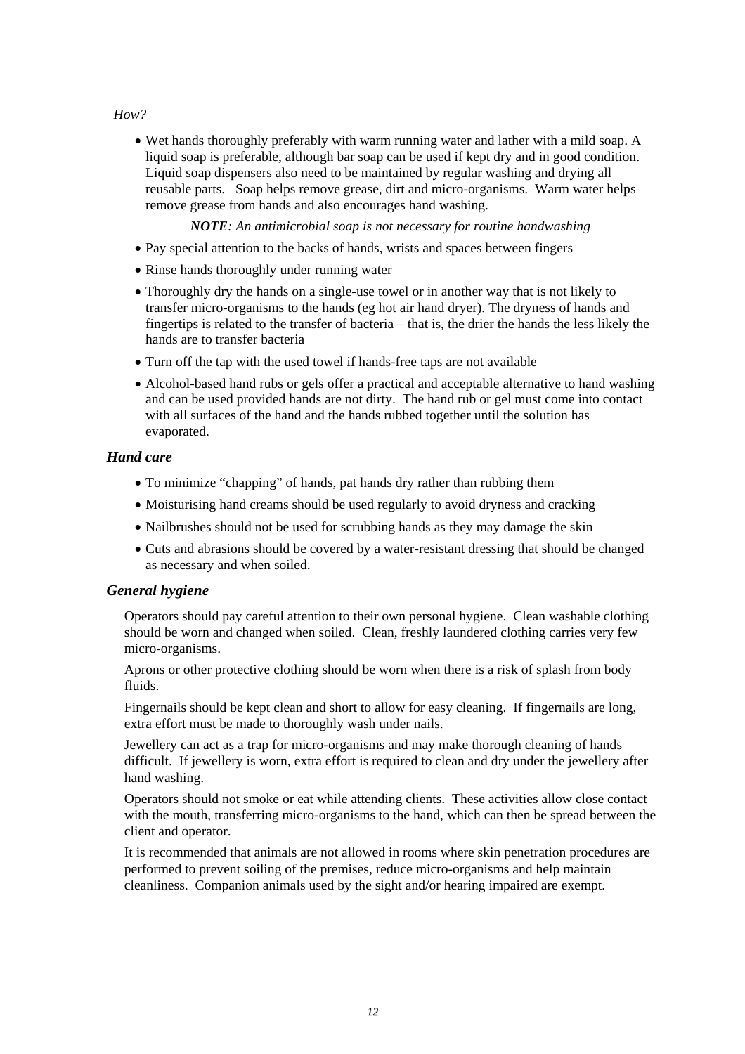*How?*

- Wet hands thoroughly preferably with warm running water and lather with a mild soap. A liquid soap is preferable, although bar soap can be used if kept dry and in good condition. Liquid soap dispensers also need to be maintained by regular washing and drying all reusable parts. Soap helps remove grease, dirt and micro-organisms. Warm water helps remove grease from hands and also encourages hand washing.

  ***NOTE**: An antimicrobial soap is not necessary for routine handwashing*

- Pay special attention to the backs of hands, wrists and spaces between fingers
- Rinse hands thoroughly under running water
- Thoroughly dry the hands on a single-use towel or in another way that is not likely to transfer micro-organisms to the hands (eg hot air hand dryer). The dryness of hands and fingertips is related to the transfer of bacteria – that is, the drier the hands the less likely the hands are to transfer bacteria
- Turn off the tap with the used towel if hands-free taps are not available
- Alcohol-based hand rubs or gels offer a practical and acceptable alternative to hand washing and can be used provided hands are not dirty. The hand rub or gel must come into contact with all surfaces of the hand and the hands rubbed together until the solution has evaporated.

### *Hand care*

- To minimize "chapping" of hands, pat hands dry rather than rubbing them
- Moisturising hand creams should be used regularly to avoid dryness and cracking
- Nailbrushes should not be used for scrubbing hands as they may damage the skin
- Cuts and abrasions should be covered by a water-resistant dressing that should be changed as necessary and when soiled.

### *General hygiene*

Operators should pay careful attention to their own personal hygiene. Clean washable clothing should be worn and changed when soiled. Clean, freshly laundered clothing carries very few micro-organisms.

Aprons or other protective clothing should be worn when there is a risk of splash from body fluids.

Fingernails should be kept clean and short to allow for easy cleaning. If fingernails are long, extra effort must be made to thoroughly wash under nails.

Jewellery can act as a trap for micro-organisms and may make thorough cleaning of hands difficult. If jewellery is worn, extra effort is required to clean and dry under the jewellery after hand washing.

Operators should not smoke or eat while attending clients. These activities allow close contact with the mouth, transferring micro-organisms to the hand, which can then be spread between the client and operator.

It is recommended that animals are not allowed in rooms where skin penetration procedures are performed to prevent soiling of the premises, reduce micro-organisms and help maintain cleanliness. Companion animals used by the sight and/or hearing impaired are exempt.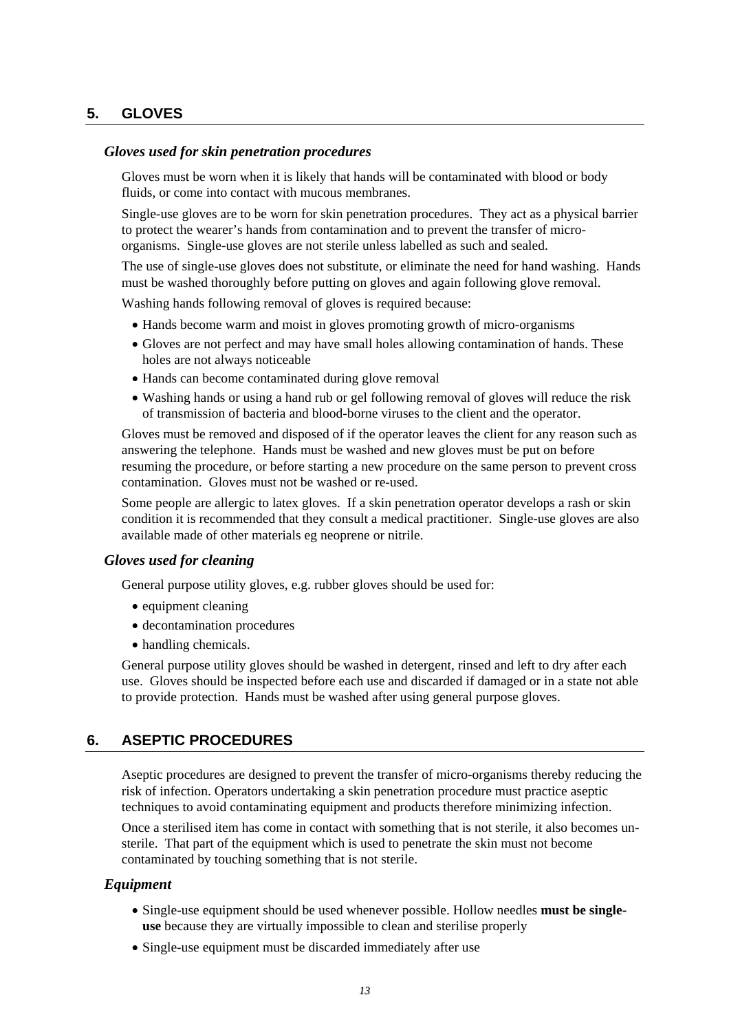## 5. GLOVES

### *Gloves used for skin penetration procedures*

Gloves must be worn when it is likely that hands will be contaminated with blood or body fluids, or come into contact with mucous membranes.

Single-use gloves are to be worn for skin penetration procedures. They act as a physical barrier to protect the wearer's hands from contamination and to prevent the transfer of micro-organisms. Single-use gloves are not sterile unless labelled as such and sealed.

The use of single-use gloves does not substitute, or eliminate the need for hand washing. Hands must be washed thoroughly before putting on gloves and again following glove removal.

Washing hands following removal of gloves is required because:

- Hands become warm and moist in gloves promoting growth of micro-organisms
- Gloves are not perfect and may have small holes allowing contamination of hands. These holes are not always noticeable
- Hands can become contaminated during glove removal
- Washing hands or using a hand rub or gel following removal of gloves will reduce the risk of transmission of bacteria and blood-borne viruses to the client and the operator.

Gloves must be removed and disposed of if the operator leaves the client for any reason such as answering the telephone. Hands must be washed and new gloves must be put on before resuming the procedure, or before starting a new procedure on the same person to prevent cross contamination. Gloves must not be washed or re-used.

Some people are allergic to latex gloves. If a skin penetration operator develops a rash or skin condition it is recommended that they consult a medical practitioner. Single-use gloves are also available made of other materials eg neoprene or nitrile.

### *Gloves used for cleaning*

General purpose utility gloves, e.g. rubber gloves should be used for:

- equipment cleaning
- decontamination procedures
- handling chemicals.

General purpose utility gloves should be washed in detergent, rinsed and left to dry after each use. Gloves should be inspected before each use and discarded if damaged or in a state not able to provide protection. Hands must be washed after using general purpose gloves.

## 6. ASEPTIC PROCEDURES

Aseptic procedures are designed to prevent the transfer of micro-organisms thereby reducing the risk of infection. Operators undertaking a skin penetration procedure must practice aseptic techniques to avoid contaminating equipment and products therefore minimizing infection.

Once a sterilised item has come in contact with something that is not sterile, it also becomes un-sterile. That part of the equipment which is used to penetrate the skin must not become contaminated by touching something that is not sterile.

### *Equipment*

- Single-use equipment should be used whenever possible. Hollow needles **must be single-use** because they are virtually impossible to clean and sterilise properly
- Single-use equipment must be discarded immediately after use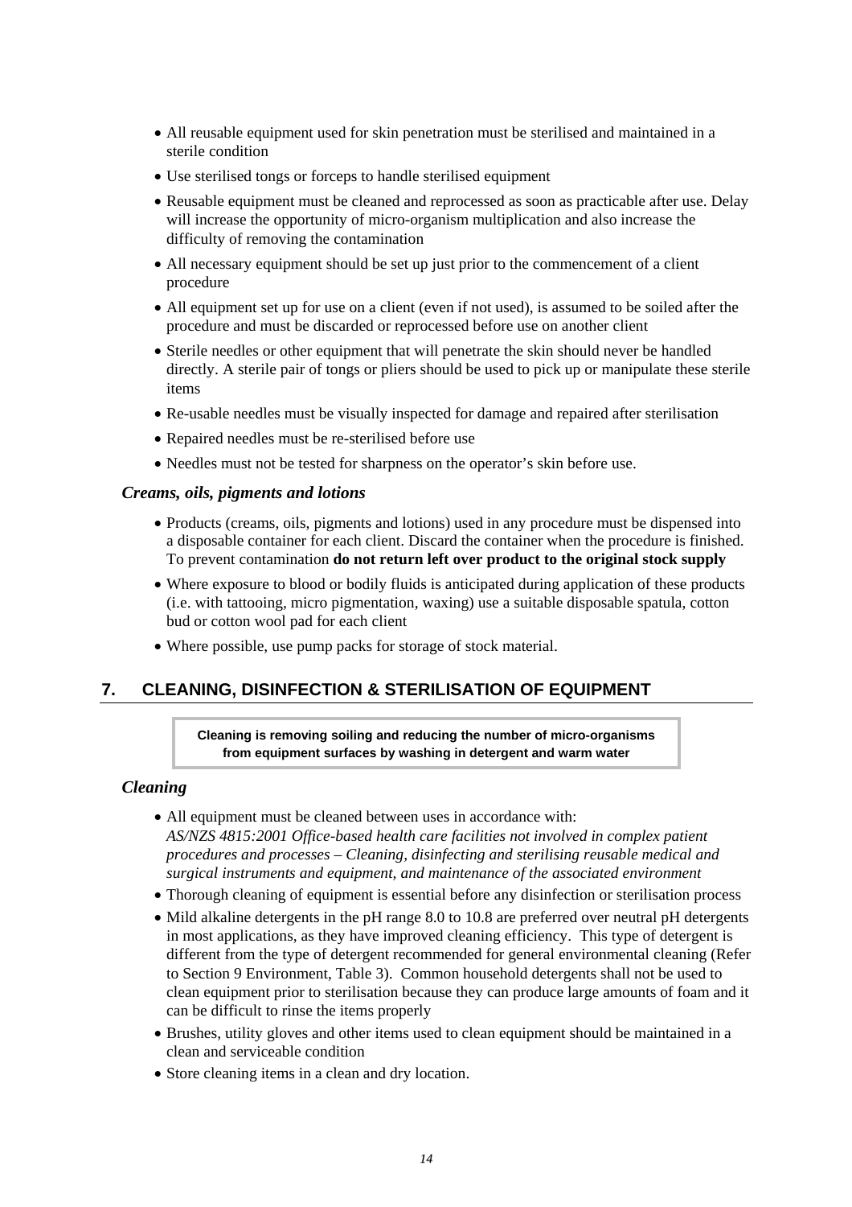- All reusable equipment used for skin penetration must be sterilised and maintained in a sterile condition
- Use sterilised tongs or forceps to handle sterilised equipment
- Reusable equipment must be cleaned and reprocessed as soon as practicable after use. Delay will increase the opportunity of micro-organism multiplication and also increase the difficulty of removing the contamination
- All necessary equipment should be set up just prior to the commencement of a client procedure
- All equipment set up for use on a client (even if not used), is assumed to be soiled after the procedure and must be discarded or reprocessed before use on another client
- Sterile needles or other equipment that will penetrate the skin should never be handled directly. A sterile pair of tongs or pliers should be used to pick up or manipulate these sterile items
- Re-usable needles must be visually inspected for damage and repaired after sterilisation
- Repaired needles must be re-sterilised before use
- Needles must not be tested for sharpness on the operator's skin before use.

### *Creams, oils, pigments and lotions*

- Products (creams, oils, pigments and lotions) used in any procedure must be dispensed into a disposable container for each client. Discard the container when the procedure is finished. To prevent contamination **do not return left over product to the original stock supply**
- Where exposure to blood or bodily fluids is anticipated during application of these products (i.e. with tattooing, micro pigmentation, waxing) use a suitable disposable spatula, cotton bud or cotton wool pad for each client
- Where possible, use pump packs for storage of stock material.

## 7. CLEANING, DISINFECTION & STERILISATION OF EQUIPMENT

**Cleaning is removing soiling and reducing the number of micro-organisms from equipment surfaces by washing in detergent and warm water**

### *Cleaning*

- All equipment must be cleaned between uses in accordance with:
  *AS/NZS 4815:2001 Office-based health care facilities not involved in complex patient procedures and processes – Cleaning, disinfecting and sterilising reusable medical and surgical instruments and equipment, and maintenance of the associated environment*
- Thorough cleaning of equipment is essential before any disinfection or sterilisation process
- Mild alkaline detergents in the pH range 8.0 to 10.8 are preferred over neutral pH detergents in most applications, as they have improved cleaning efficiency. This type of detergent is different from the type of detergent recommended for general environmental cleaning (Refer to Section 9 Environment, Table 3). Common household detergents shall not be used to clean equipment prior to sterilisation because they can produce large amounts of foam and it can be difficult to rinse the items properly
- Brushes, utility gloves and other items used to clean equipment should be maintained in a clean and serviceable condition
- Store cleaning items in a clean and dry location.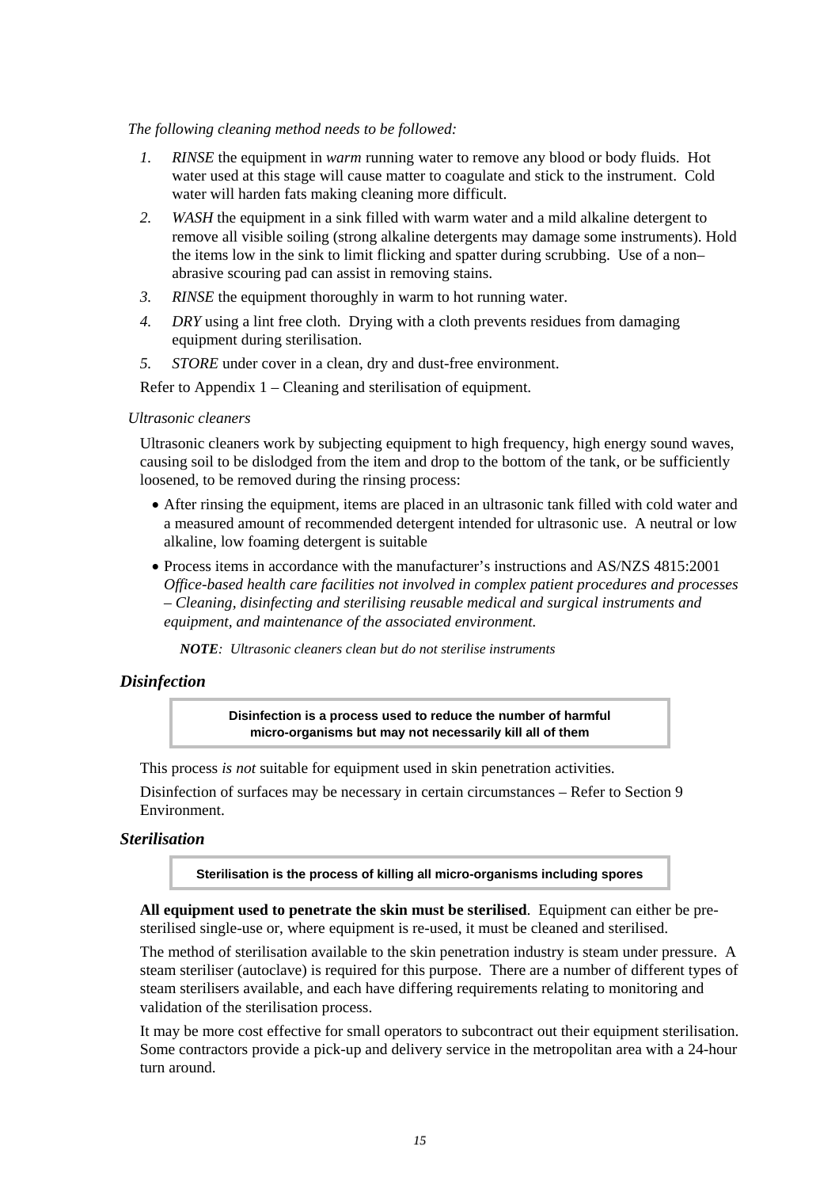*The following cleaning method needs to be followed:*

1. *RINSE* the equipment in *warm* running water to remove any blood or body fluids. Hot water used at this stage will cause matter to coagulate and stick to the instrument. Cold water will harden fats making cleaning more difficult.
2. *WASH* the equipment in a sink filled with warm water and a mild alkaline detergent to remove all visible soiling (strong alkaline detergents may damage some instruments). Hold the items low in the sink to limit flicking and spatter during scrubbing. Use of a non–abrasive scouring pad can assist in removing stains.
3. *RINSE* the equipment thoroughly in warm to hot running water.
4. *DRY* using a lint free cloth. Drying with a cloth prevents residues from damaging equipment during sterilisation.
5. *STORE* under cover in a clean, dry and dust-free environment.

Refer to Appendix 1 – Cleaning and sterilisation of equipment.

*Ultrasonic cleaners*

Ultrasonic cleaners work by subjecting equipment to high frequency, high energy sound waves, causing soil to be dislodged from the item and drop to the bottom of the tank, or be sufficiently loosened, to be removed during the rinsing process:

- After rinsing the equipment, items are placed in an ultrasonic tank filled with cold water and a measured amount of recommended detergent intended for ultrasonic use. A neutral or low alkaline, low foaming detergent is suitable
- Process items in accordance with the manufacturer's instructions and AS/NZS 4815:2001 *Office-based health care facilities not involved in complex patient procedures and processes – Cleaning, disinfecting and sterilising reusable medical and surgical instruments and equipment, and maintenance of the associated environment.*

***NOTE**: Ultrasonic cleaners clean but do not sterilise instruments*

### *Disinfection*

**Disinfection is a process used to reduce the number of harmful micro-organisms but may not necessarily kill all of them**

This process *is not* suitable for equipment used in skin penetration activities.

Disinfection of surfaces may be necessary in certain circumstances – Refer to Section 9 Environment.

### *Sterilisation*

**Sterilisation is the process of killing all micro-organisms including spores**

**All equipment used to penetrate the skin must be sterilised**. Equipment can either be pre-sterilised single-use or, where equipment is re-used, it must be cleaned and sterilised.

The method of sterilisation available to the skin penetration industry is steam under pressure. A steam steriliser (autoclave) is required for this purpose. There are a number of different types of steam sterilisers available, and each have differing requirements relating to monitoring and validation of the sterilisation process.

It may be more cost effective for small operators to subcontract out their equipment sterilisation. Some contractors provide a pick-up and delivery service in the metropolitan area with a 24-hour turn around.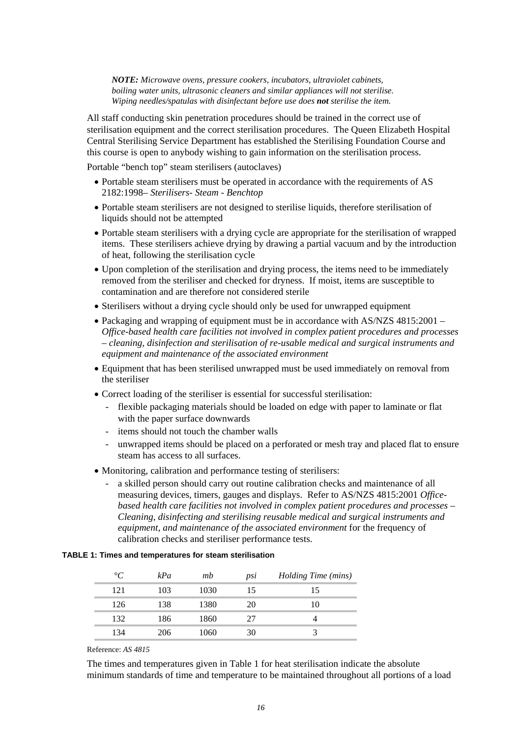*NOTE: Microwave ovens, pressure cookers, incubators, ultraviolet cabinets, boiling water units, ultrasonic cleaners and similar appliances will not sterilise. Wiping needles/spatulas with disinfectant before use does **not** sterilise the item.*

All staff conducting skin penetration procedures should be trained in the correct use of sterilisation equipment and the correct sterilisation procedures. The Queen Elizabeth Hospital Central Sterilising Service Department has established the Sterilising Foundation Course and this course is open to anybody wishing to gain information on the sterilisation process.

Portable "bench top" steam sterilisers (autoclaves)

- Portable steam sterilisers must be operated in accordance with the requirements of AS 2182:1998– *Sterilisers- Steam - Benchtop*
- Portable steam sterilisers are not designed to sterilise liquids, therefore sterilisation of liquids should not be attempted
- Portable steam sterilisers with a drying cycle are appropriate for the sterilisation of wrapped items. These sterilisers achieve drying by drawing a partial vacuum and by the introduction of heat, following the sterilisation cycle
- Upon completion of the sterilisation and drying process, the items need to be immediately removed from the steriliser and checked for dryness. If moist, items are susceptible to contamination and are therefore not considered sterile
- Sterilisers without a drying cycle should only be used for unwrapped equipment
- Packaging and wrapping of equipment must be in accordance with AS/NZS 4815:2001 – *Office-based health care facilities not involved in complex patient procedures and processes – cleaning, disinfection and sterilisation of re-usable medical and surgical instruments and equipment and maintenance of the associated environment*
- Equipment that has been sterilised unwrapped must be used immediately on removal from the steriliser
- Correct loading of the steriliser is essential for successful sterilisation:
  - flexible packaging materials should be loaded on edge with paper to laminate or flat with the paper surface downwards
  - items should not touch the chamber walls
  - unwrapped items should be placed on a perforated or mesh tray and placed flat to ensure steam has access to all surfaces.
- Monitoring, calibration and performance testing of sterilisers:
  - a skilled person should carry out routine calibration checks and maintenance of all measuring devices, timers, gauges and displays. Refer to AS/NZS 4815:2001 *Office-based health care facilities not involved in complex patient procedures and processes – Cleaning, disinfecting and sterilising reusable medical and surgical instruments and equipment, and maintenance of the associated environment* for the frequency of calibration checks and steriliser performance tests.

**TABLE 1: Times and temperatures for steam sterilisation**

| *°C* | *kPa* | *mb* | *psi* | *Holding Time (mins)* |
|---|---|---|---|---|
| 121 | 103 | 1030 | 15 | 15 |
| 126 | 138 | 1380 | 20 | 10 |
| 132 | 186 | 1860 | 27 | 4 |
| 134 | 206 | 1060 | 30 | 3 |

Reference: *AS 4815*

The times and temperatures given in Table 1 for heat sterilisation indicate the absolute minimum standards of time and temperature to be maintained throughout all portions of a load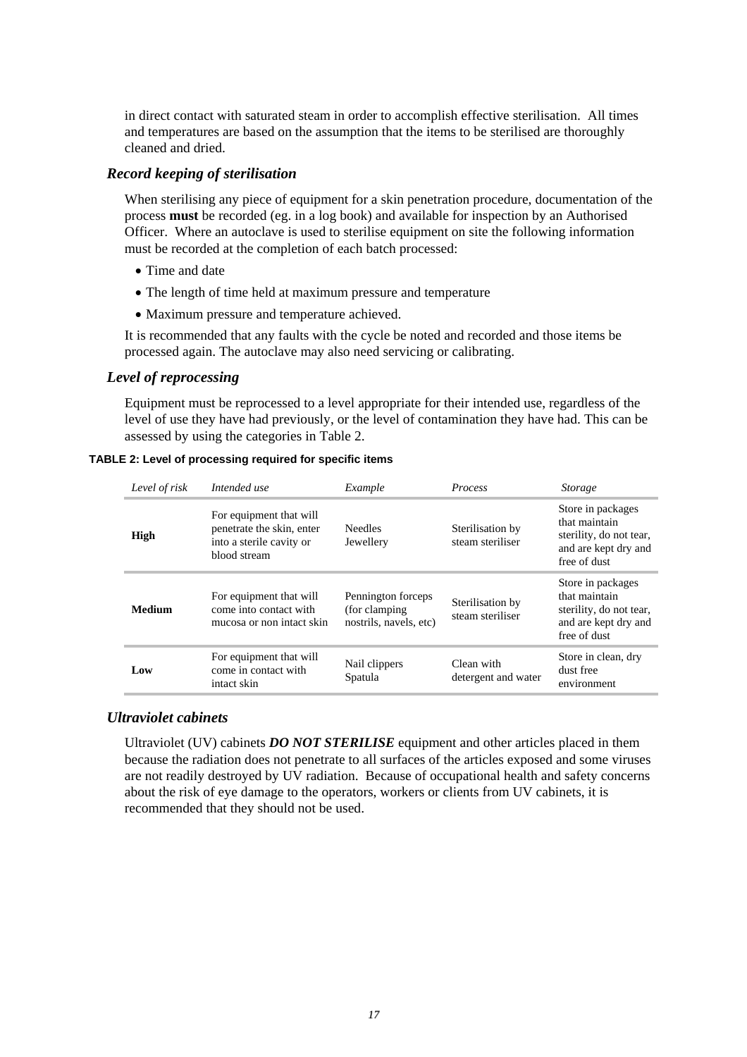in direct contact with saturated steam in order to accomplish effective sterilisation. All times and temperatures are based on the assumption that the items to be sterilised are thoroughly cleaned and dried.

### *Record keeping of sterilisation*

When sterilising any piece of equipment for a skin penetration procedure, documentation of the process **must** be recorded (eg. in a log book) and available for inspection by an Authorised Officer. Where an autoclave is used to sterilise equipment on site the following information must be recorded at the completion of each batch processed:

- Time and date
- The length of time held at maximum pressure and temperature
- Maximum pressure and temperature achieved.

It is recommended that any faults with the cycle be noted and recorded and those items be processed again. The autoclave may also need servicing or calibrating.

### *Level of reprocessing*

Equipment must be reprocessed to a level appropriate for their intended use, regardless of the level of use they have had previously, or the level of contamination they have had. This can be assessed by using the categories in Table 2.

**TABLE 2: Level of processing required for specific items**

| *Level of risk* | *Intended use* | *Example* | *Process* | *Storage* |
|---|---|---|---|---|
| **High** | For equipment that will penetrate the skin, enter into a sterile cavity or blood stream | Needles Jewellery | Sterilisation by steam steriliser | Store in packages that maintain sterility, do not tear, and are kept dry and free of dust |
| **Medium** | For equipment that will come into contact with mucosa or non intact skin | Pennington forceps (for clamping nostrils, navels, etc) | Sterilisation by steam steriliser | Store in packages that maintain sterility, do not tear, and are kept dry and free of dust |
| **Low** | For equipment that will come in contact with intact skin | Nail clippers Spatula | Clean with detergent and water | Store in clean, dry dust free environment |

### *Ultraviolet cabinets*

Ultraviolet (UV) cabinets ***DO NOT STERILISE*** equipment and other articles placed in them because the radiation does not penetrate to all surfaces of the articles exposed and some viruses are not readily destroyed by UV radiation. Because of occupational health and safety concerns about the risk of eye damage to the operators, workers or clients from UV cabinets, it is recommended that they should not be used.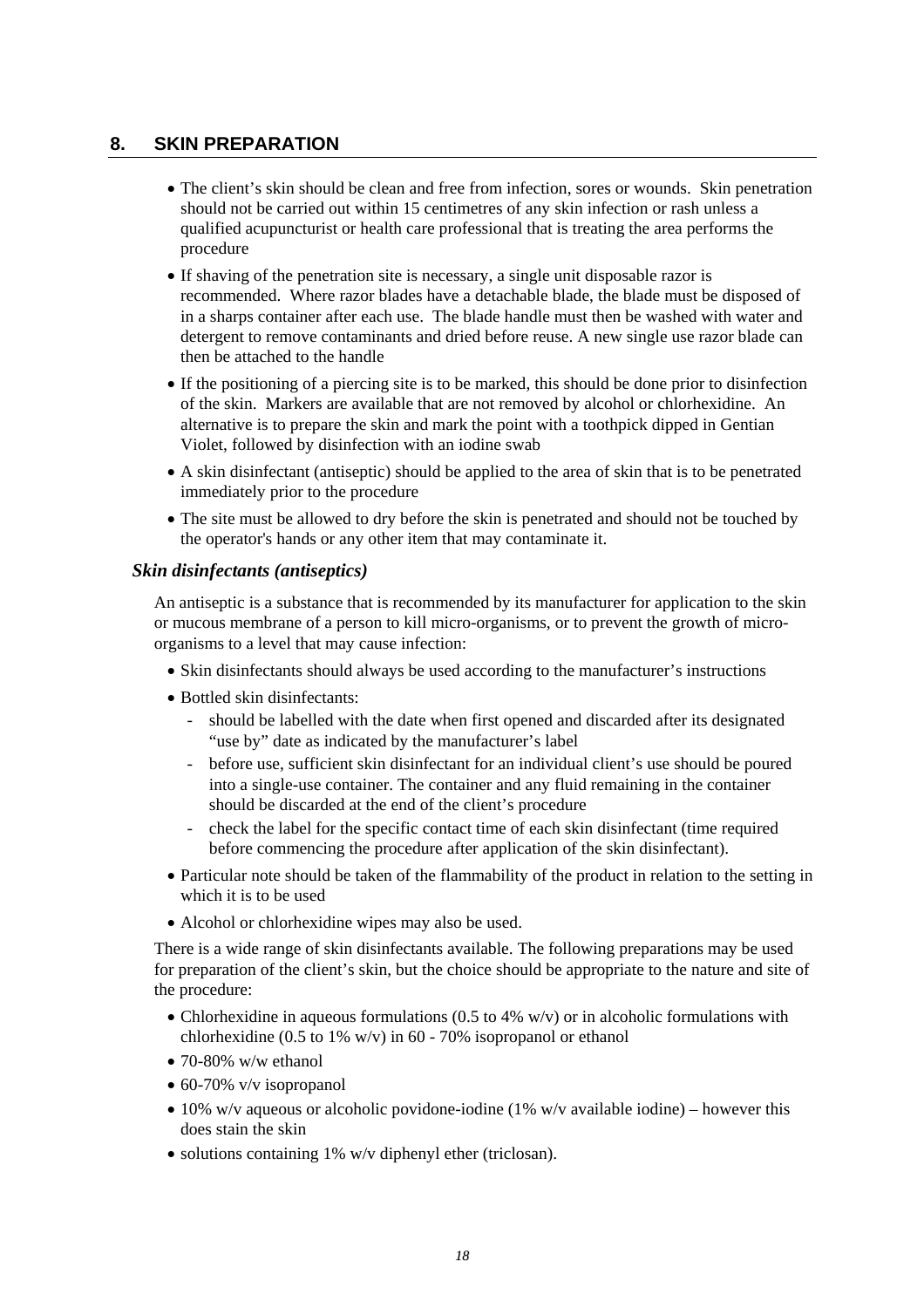## 8. SKIN PREPARATION

- The client's skin should be clean and free from infection, sores or wounds. Skin penetration should not be carried out within 15 centimetres of any skin infection or rash unless a qualified acupuncturist or health care professional that is treating the area performs the procedure
- If shaving of the penetration site is necessary, a single unit disposable razor is recommended. Where razor blades have a detachable blade, the blade must be disposed of in a sharps container after each use. The blade handle must then be washed with water and detergent to remove contaminants and dried before reuse. A new single use razor blade can then be attached to the handle
- If the positioning of a piercing site is to be marked, this should be done prior to disinfection of the skin. Markers are available that are not removed by alcohol or chlorhexidine. An alternative is to prepare the skin and mark the point with a toothpick dipped in Gentian Violet, followed by disinfection with an iodine swab
- A skin disinfectant (antiseptic) should be applied to the area of skin that is to be penetrated immediately prior to the procedure
- The site must be allowed to dry before the skin is penetrated and should not be touched by the operator's hands or any other item that may contaminate it.

### *Skin disinfectants (antiseptics)*

An antiseptic is a substance that is recommended by its manufacturer for application to the skin or mucous membrane of a person to kill micro-organisms, or to prevent the growth of micro-organisms to a level that may cause infection:

- Skin disinfectants should always be used according to the manufacturer's instructions
- Bottled skin disinfectants:
  - should be labelled with the date when first opened and discarded after its designated "use by" date as indicated by the manufacturer's label
  - before use, sufficient skin disinfectant for an individual client's use should be poured into a single-use container. The container and any fluid remaining in the container should be discarded at the end of the client's procedure
  - check the label for the specific contact time of each skin disinfectant (time required before commencing the procedure after application of the skin disinfectant).
- Particular note should be taken of the flammability of the product in relation to the setting in which it is to be used
- Alcohol or chlorhexidine wipes may also be used.

There is a wide range of skin disinfectants available. The following preparations may be used for preparation of the client's skin, but the choice should be appropriate to the nature and site of the procedure:

- Chlorhexidine in aqueous formulations (0.5 to 4% w/v) or in alcoholic formulations with chlorhexidine (0.5 to 1% w/v) in 60 - 70% isopropanol or ethanol
- 70-80% w/w ethanol
- 60-70% v/v isopropanol
- 10% w/v aqueous or alcoholic povidone-iodine (1% w/v available iodine) – however this does stain the skin
- solutions containing 1% w/v diphenyl ether (triclosan).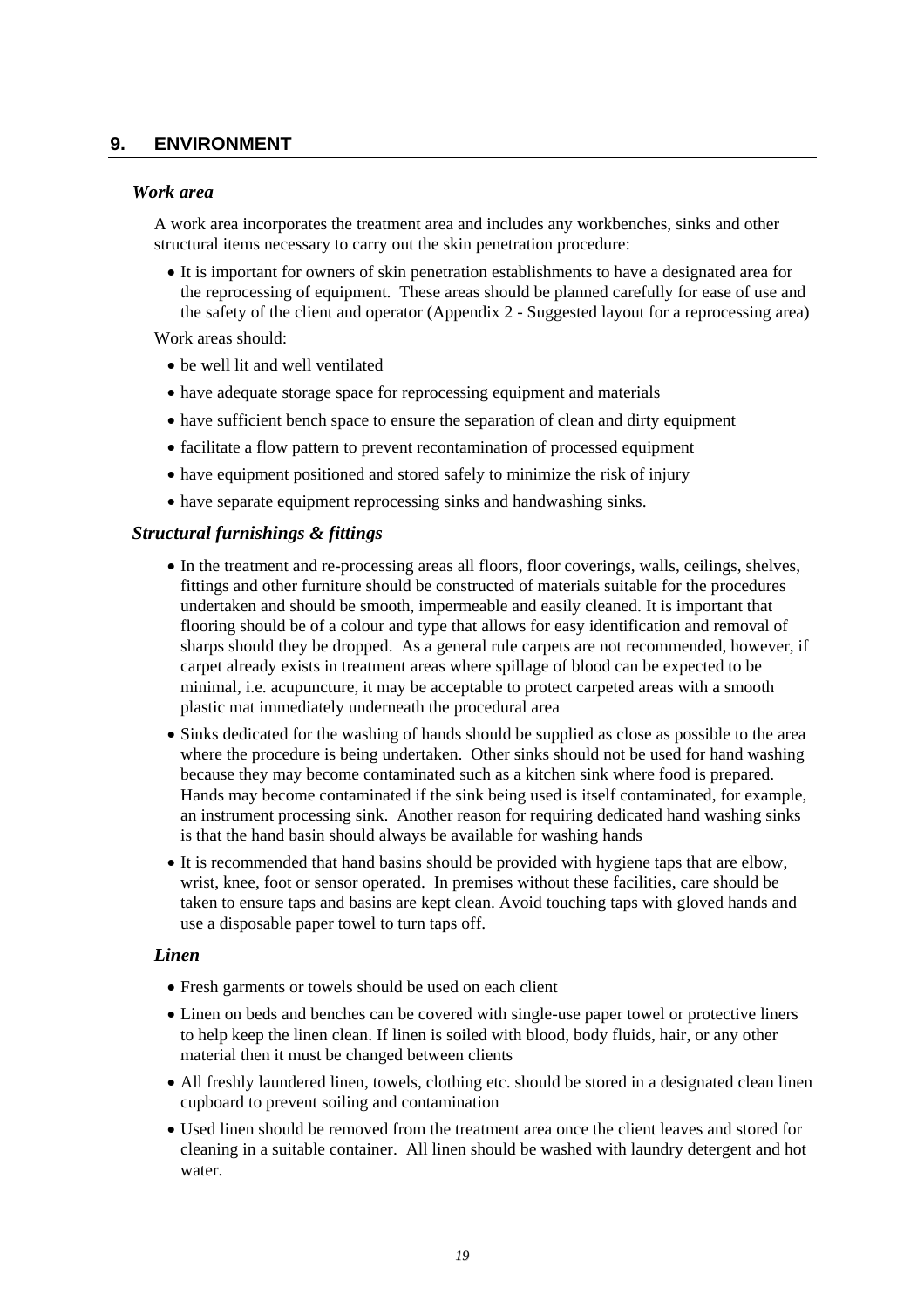## 9. ENVIRONMENT

### *Work area*

A work area incorporates the treatment area and includes any workbenches, sinks and other structural items necessary to carry out the skin penetration procedure:

- It is important for owners of skin penetration establishments to have a designated area for the reprocessing of equipment. These areas should be planned carefully for ease of use and the safety of the client and operator (Appendix 2 - Suggested layout for a reprocessing area)

Work areas should:

- be well lit and well ventilated
- have adequate storage space for reprocessing equipment and materials
- have sufficient bench space to ensure the separation of clean and dirty equipment
- facilitate a flow pattern to prevent recontamination of processed equipment
- have equipment positioned and stored safely to minimize the risk of injury
- have separate equipment reprocessing sinks and handwashing sinks.

### *Structural furnishings & fittings*

- In the treatment and re-processing areas all floors, floor coverings, walls, ceilings, shelves, fittings and other furniture should be constructed of materials suitable for the procedures undertaken and should be smooth, impermeable and easily cleaned. It is important that flooring should be of a colour and type that allows for easy identification and removal of sharps should they be dropped. As a general rule carpets are not recommended, however, if carpet already exists in treatment areas where spillage of blood can be expected to be minimal, i.e. acupuncture, it may be acceptable to protect carpeted areas with a smooth plastic mat immediately underneath the procedural area
- Sinks dedicated for the washing of hands should be supplied as close as possible to the area where the procedure is being undertaken. Other sinks should not be used for hand washing because they may become contaminated such as a kitchen sink where food is prepared. Hands may become contaminated if the sink being used is itself contaminated, for example, an instrument processing sink. Another reason for requiring dedicated hand washing sinks is that the hand basin should always be available for washing hands
- It is recommended that hand basins should be provided with hygiene taps that are elbow, wrist, knee, foot or sensor operated. In premises without these facilities, care should be taken to ensure taps and basins are kept clean. Avoid touching taps with gloved hands and use a disposable paper towel to turn taps off.

### *Linen*

- Fresh garments or towels should be used on each client
- Linen on beds and benches can be covered with single-use paper towel or protective liners to help keep the linen clean. If linen is soiled with blood, body fluids, hair, or any other material then it must be changed between clients
- All freshly laundered linen, towels, clothing etc. should be stored in a designated clean linen cupboard to prevent soiling and contamination
- Used linen should be removed from the treatment area once the client leaves and stored for cleaning in a suitable container. All linen should be washed with laundry detergent and hot water.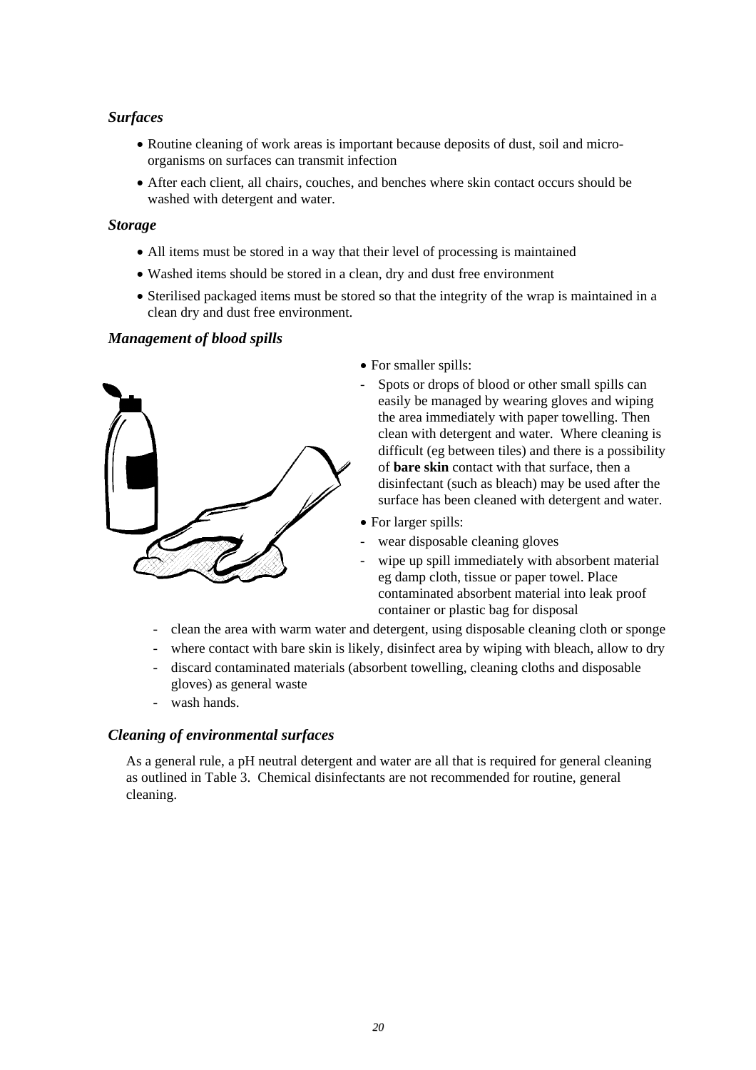### *Surfaces*

- Routine cleaning of work areas is important because deposits of dust, soil and micro-organisms on surfaces can transmit infection
- After each client, all chairs, couches, and benches where skin contact occurs should be washed with detergent and water.

### *Storage*

- All items must be stored in a way that their level of processing is maintained
- Washed items should be stored in a clean, dry and dust free environment
- Sterilised packaged items must be stored so that the integrity of the wrap is maintained in a clean dry and dust free environment.

### *Management of blood spills*

- For smaller spills:
  - Spots or drops of blood or other small spills can easily be managed by wearing gloves and wiping the area immediately with paper towelling. Then clean with detergent and water. Where cleaning is difficult (eg between tiles) and there is a possibility of **bare skin** contact with that surface, then a disinfectant (such as bleach) may be used after the surface has been cleaned with detergent and water.
- For larger spills:
  - wear disposable cleaning gloves
  - wipe up spill immediately with absorbent material eg damp cloth, tissue or paper towel. Place contaminated absorbent material into leak proof container or plastic bag for disposal
  - clean the area with warm water and detergent, using disposable cleaning cloth or sponge
  - where contact with bare skin is likely, disinfect area by wiping with bleach, allow to dry
  - discard contaminated materials (absorbent towelling, cleaning cloths and disposable gloves) as general waste
  - wash hands.

### *Cleaning of environmental surfaces*

As a general rule, a pH neutral detergent and water are all that is required for general cleaning as outlined in Table 3. Chemical disinfectants are not recommended for routine, general cleaning.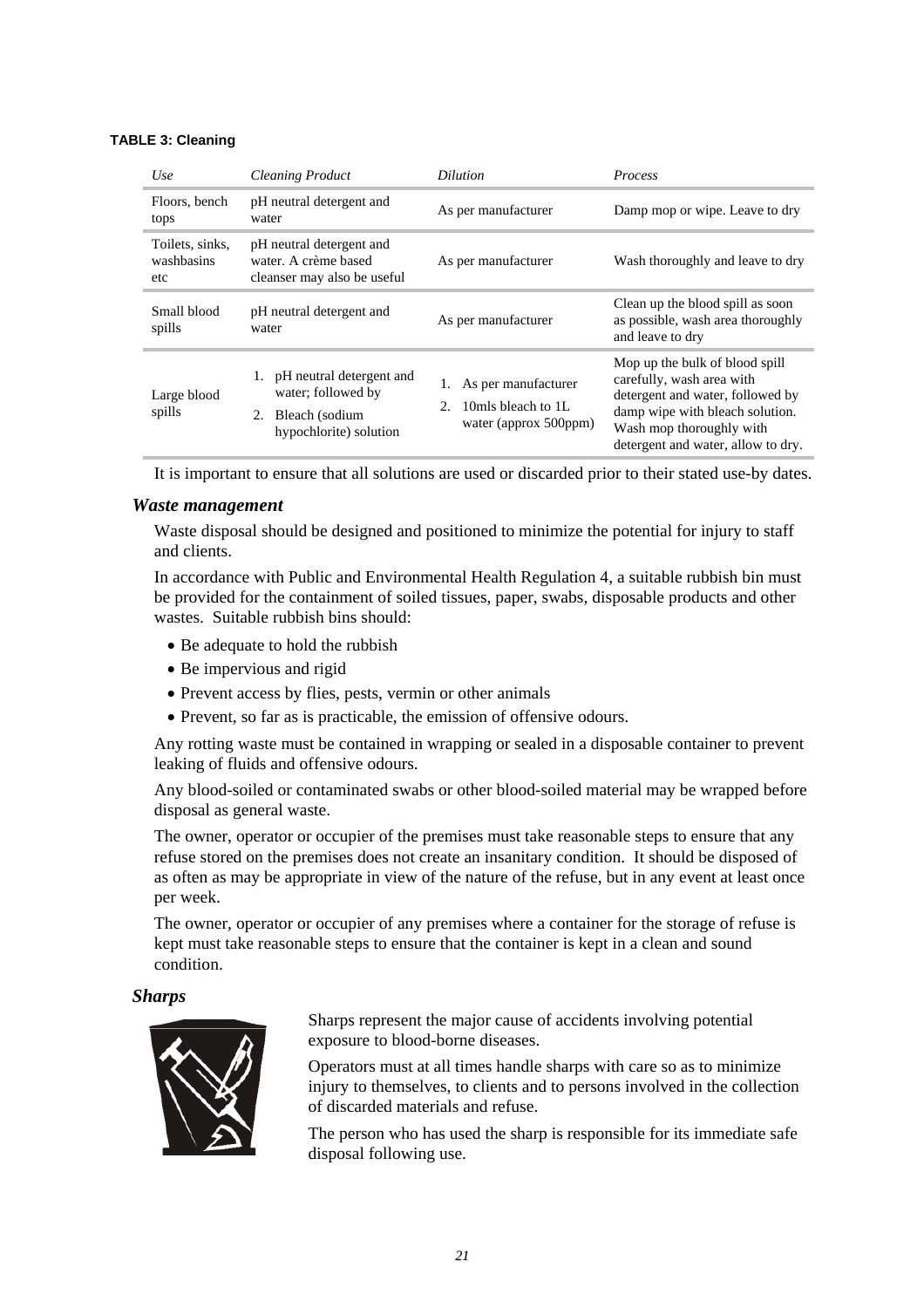**TABLE 3: Cleaning**

| *Use* | *Cleaning Product* | *Dilution* | *Process* |
|---|---|---|---|
| Floors, bench tops | pH neutral detergent and water | As per manufacturer | Damp mop or wipe. Leave to dry |
| Toilets, sinks, washbasins etc | pH neutral detergent and water. A crème based cleanser may also be useful | As per manufacturer | Wash thoroughly and leave to dry |
| Small blood spills | pH neutral detergent and water | As per manufacturer | Clean up the blood spill as soon as possible, wash area thoroughly and leave to dry |
| Large blood spills | 1. pH neutral detergent and water; followed by<br>2. Bleach (sodium hypochlorite) solution | 1. As per manufacturer<br>2. 10mls bleach to 1L water (approx 500ppm) | Mop up the bulk of blood spill carefully, wash area with detergent and water, followed by damp wipe with bleach solution. Wash mop thoroughly with detergent and water, allow to dry. |

It is important to ensure that all solutions are used or discarded prior to their stated use-by dates.

### *Waste management*

Waste disposal should be designed and positioned to minimize the potential for injury to staff and clients.

In accordance with Public and Environmental Health Regulation 4, a suitable rubbish bin must be provided for the containment of soiled tissues, paper, swabs, disposable products and other wastes. Suitable rubbish bins should:

- Be adequate to hold the rubbish
- Be impervious and rigid
- Prevent access by flies, pests, vermin or other animals
- Prevent, so far as is practicable, the emission of offensive odours.

Any rotting waste must be contained in wrapping or sealed in a disposable container to prevent leaking of fluids and offensive odours.

Any blood-soiled or contaminated swabs or other blood-soiled material may be wrapped before disposal as general waste.

The owner, operator or occupier of the premises must take reasonable steps to ensure that any refuse stored on the premises does not create an insanitary condition. It should be disposed of as often as may be appropriate in view of the nature of the refuse, but in any event at least once per week.

The owner, operator or occupier of any premises where a container for the storage of refuse is kept must take reasonable steps to ensure that the container is kept in a clean and sound condition.

### *Sharps*

Sharps represent the major cause of accidents involving potential exposure to blood-borne diseases.

Operators must at all times handle sharps with care so as to minimize injury to themselves, to clients and to persons involved in the collection of discarded materials and refuse.

The person who has used the sharp is responsible for its immediate safe disposal following use.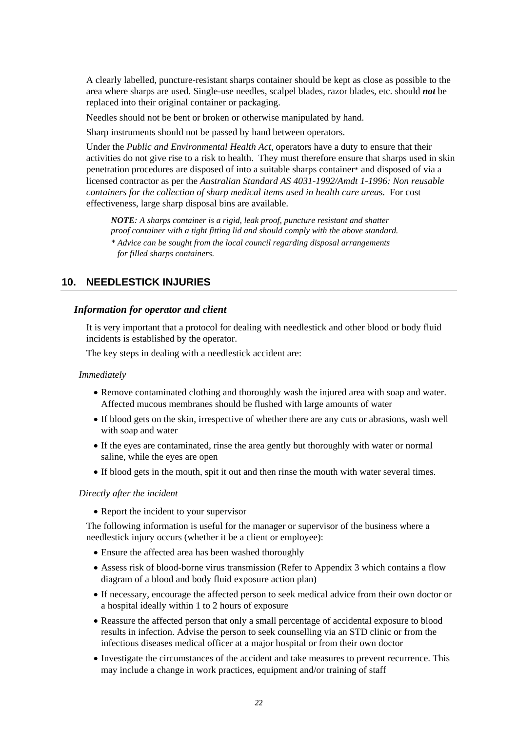A clearly labelled, puncture-resistant sharps container should be kept as close as possible to the area where sharps are used. Single-use needles, scalpel blades, razor blades, etc. should ***not*** be replaced into their original container or packaging.

Needles should not be bent or broken or otherwise manipulated by hand.

Sharp instruments should not be passed by hand between operators.

Under the *Public and Environmental Health Act*, operators have a duty to ensure that their activities do not give rise to a risk to health. They must therefore ensure that sharps used in skin penetration procedures are disposed of into a suitable sharps container* and disposed of via a licensed contractor as per the *Australian Standard AS 4031-1992/Amdt 1-1996: Non reusable containers for the collection of sharp medical items used in health care area*s. For cost effectiveness, large sharp disposal bins are available.

> ***NOTE****: A sharps container is a rigid, leak proof, puncture resistant and shatter proof container with a tight fitting lid and should comply with the above standard.*
>
> *\* Advice can be sought from the local council regarding disposal arrangements for filled sharps containers.*

## 10. NEEDLESTICK INJURIES

### *Information for operator and client*

It is very important that a protocol for dealing with needlestick and other blood or body fluid incidents is established by the operator.

The key steps in dealing with a needlestick accident are:

*Immediately*

- Remove contaminated clothing and thoroughly wash the injured area with soap and water. Affected mucous membranes should be flushed with large amounts of water
- If blood gets on the skin, irrespective of whether there are any cuts or abrasions, wash well with soap and water
- If the eyes are contaminated, rinse the area gently but thoroughly with water or normal saline, while the eyes are open
- If blood gets in the mouth, spit it out and then rinse the mouth with water several times.

*Directly after the incident*

- Report the incident to your supervisor

The following information is useful for the manager or supervisor of the business where a needlestick injury occurs (whether it be a client or employee):

- Ensure the affected area has been washed thoroughly
- Assess risk of blood-borne virus transmission (Refer to Appendix 3 which contains a flow diagram of a blood and body fluid exposure action plan)
- If necessary, encourage the affected person to seek medical advice from their own doctor or a hospital ideally within 1 to 2 hours of exposure
- Reassure the affected person that only a small percentage of accidental exposure to blood results in infection. Advise the person to seek counselling via an STD clinic or from the infectious diseases medical officer at a major hospital or from their own doctor
- Investigate the circumstances of the accident and take measures to prevent recurrence. This may include a change in work practices, equipment and/or training of staff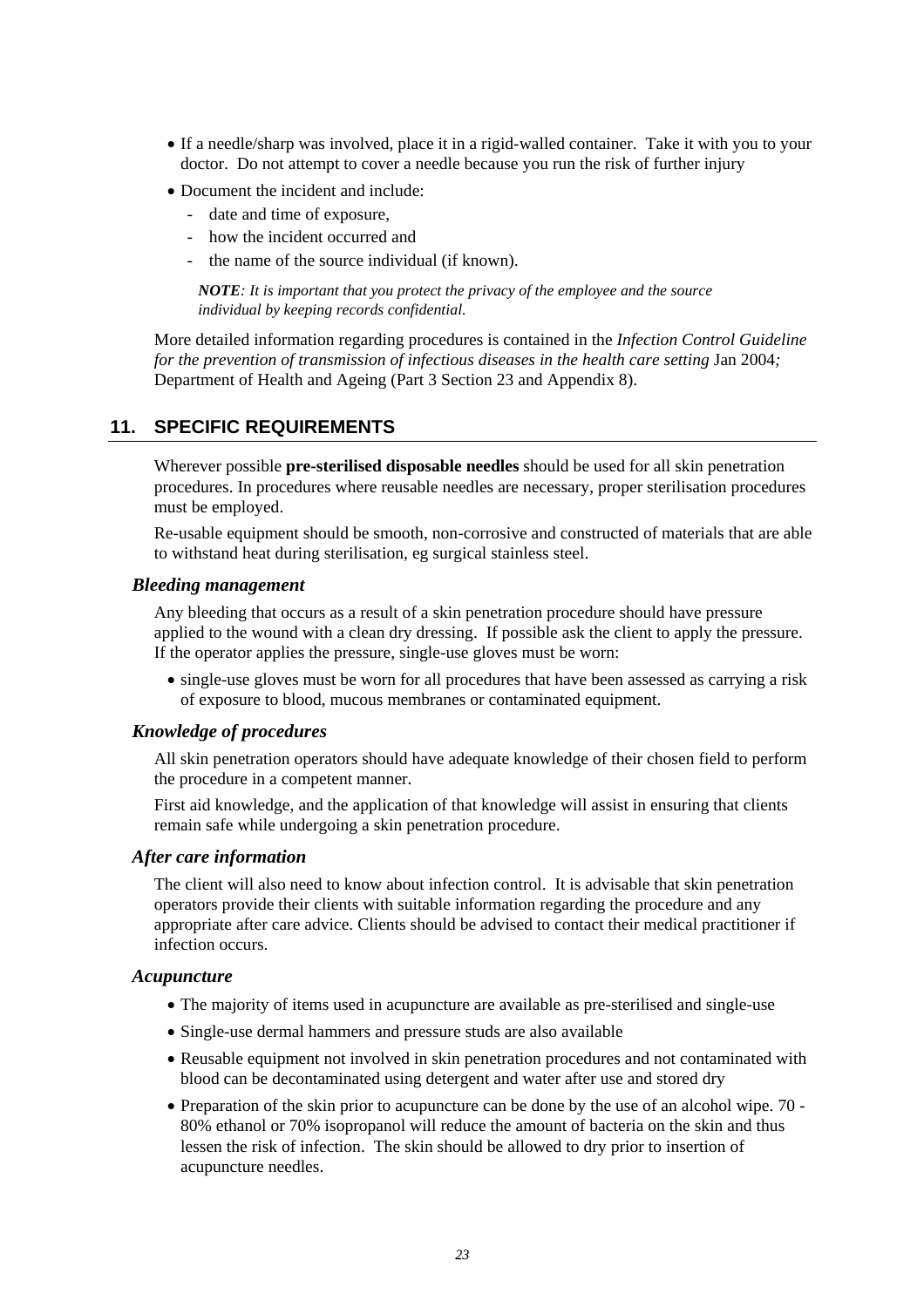- If a needle/sharp was involved, place it in a rigid-walled container. Take it with you to your doctor. Do not attempt to cover a needle because you run the risk of further injury
- Document the incident and include:
  - date and time of exposure,
  - how the incident occurred and
  - the name of the source individual (if known).

  ***NOTE**: It is important that you protect the privacy of the employee and the source individual by keeping records confidential.*

More detailed information regarding procedures is contained in the *Infection Control Guideline for the prevention of transmission of infectious diseases in the health care setting* Jan 2004*;* Department of Health and Ageing (Part 3 Section 23 and Appendix 8).

## 11. SPECIFIC REQUIREMENTS

Wherever possible **pre-sterilised disposable needles** should be used for all skin penetration procedures. In procedures where reusable needles are necessary, proper sterilisation procedures must be employed.

Re-usable equipment should be smooth, non-corrosive and constructed of materials that are able to withstand heat during sterilisation, eg surgical stainless steel.

### *Bleeding management*

Any bleeding that occurs as a result of a skin penetration procedure should have pressure applied to the wound with a clean dry dressing. If possible ask the client to apply the pressure. If the operator applies the pressure, single-use gloves must be worn:

- single-use gloves must be worn for all procedures that have been assessed as carrying a risk of exposure to blood, mucous membranes or contaminated equipment.

### *Knowledge of procedures*

All skin penetration operators should have adequate knowledge of their chosen field to perform the procedure in a competent manner.

First aid knowledge, and the application of that knowledge will assist in ensuring that clients remain safe while undergoing a skin penetration procedure.

### *After care information*

The client will also need to know about infection control. It is advisable that skin penetration operators provide their clients with suitable information regarding the procedure and any appropriate after care advice. Clients should be advised to contact their medical practitioner if infection occurs.

### *Acupuncture*

- The majority of items used in acupuncture are available as pre-sterilised and single-use
- Single-use dermal hammers and pressure studs are also available
- Reusable equipment not involved in skin penetration procedures and not contaminated with blood can be decontaminated using detergent and water after use and stored dry
- Preparation of the skin prior to acupuncture can be done by the use of an alcohol wipe. 70 - 80% ethanol or 70% isopropanol will reduce the amount of bacteria on the skin and thus lessen the risk of infection. The skin should be allowed to dry prior to insertion of acupuncture needles.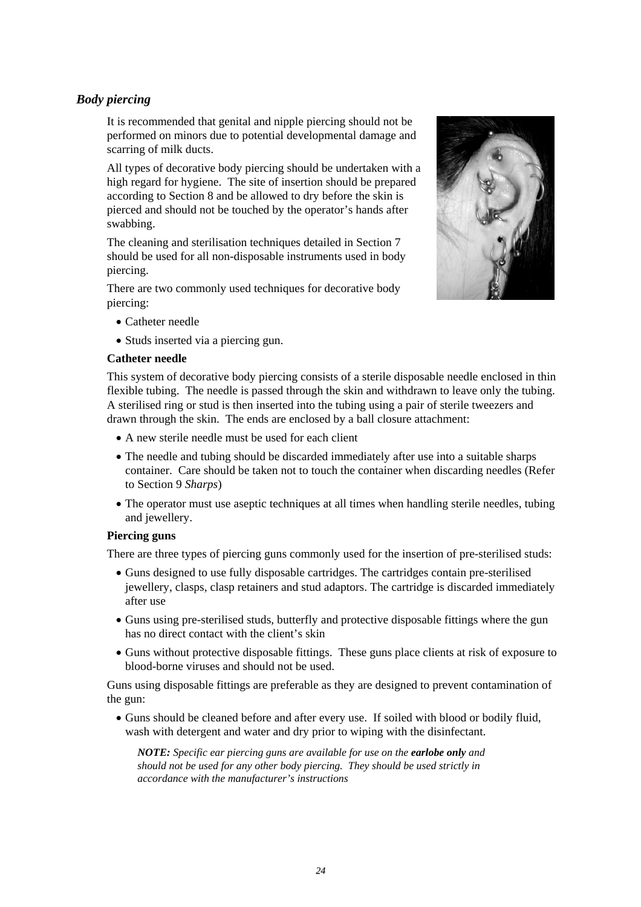## *Body piercing*

It is recommended that genital and nipple piercing should not be performed on minors due to potential developmental damage and scarring of milk ducts.

All types of decorative body piercing should be undertaken with a high regard for hygiene. The site of insertion should be prepared according to Section 8 and be allowed to dry before the skin is pierced and should not be touched by the operator's hands after swabbing.

The cleaning and sterilisation techniques detailed in Section 7 should be used for all non-disposable instruments used in body piercing.

There are two commonly used techniques for decorative body piercing:

- Catheter needle
- Studs inserted via a piercing gun.

**Catheter needle**

This system of decorative body piercing consists of a sterile disposable needle enclosed in thin flexible tubing. The needle is passed through the skin and withdrawn to leave only the tubing. A sterilised ring or stud is then inserted into the tubing using a pair of sterile tweezers and drawn through the skin. The ends are enclosed by a ball closure attachment:

- A new sterile needle must be used for each client
- The needle and tubing should be discarded immediately after use into a suitable sharps container. Care should be taken not to touch the container when discarding needles (Refer to Section 9 *Sharps*)
- The operator must use aseptic techniques at all times when handling sterile needles, tubing and jewellery.

**Piercing guns**

There are three types of piercing guns commonly used for the insertion of pre-sterilised studs:

- Guns designed to use fully disposable cartridges. The cartridges contain pre-sterilised jewellery, clasps, clasp retainers and stud adaptors. The cartridge is discarded immediately after use
- Guns using pre-sterilised studs, butterfly and protective disposable fittings where the gun has no direct contact with the client's skin
- Guns without protective disposable fittings. These guns place clients at risk of exposure to blood-borne viruses and should not be used.

Guns using disposable fittings are preferable as they are designed to prevent contamination of the gun:

- Guns should be cleaned before and after every use. If soiled with blood or bodily fluid, wash with detergent and water and dry prior to wiping with the disinfectant.

*NOTE: Specific ear piercing guns are available for use on the* ***earlobe only*** *and should not be used for any other body piercing. They should be used strictly in accordance with the manufacturer's instructions*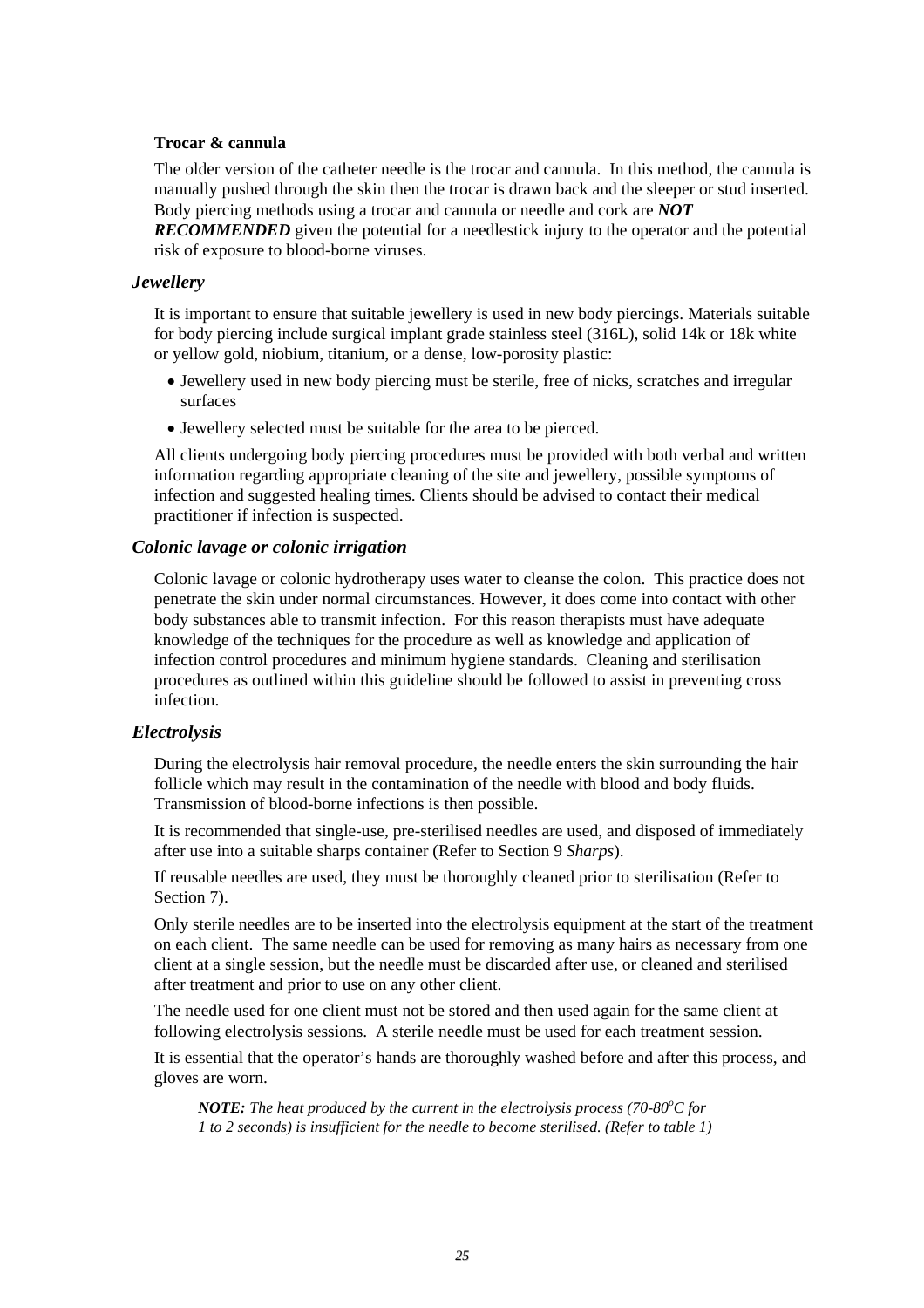**Trocar & cannula**

The older version of the catheter needle is the trocar and cannula. In this method, the cannula is manually pushed through the skin then the trocar is drawn back and the sleeper or stud inserted. Body piercing methods using a trocar and cannula or needle and cork are ***NOT RECOMMENDED*** given the potential for a needlestick injury to the operator and the potential risk of exposure to blood-borne viruses.

### *Jewellery*

It is important to ensure that suitable jewellery is used in new body piercings. Materials suitable for body piercing include surgical implant grade stainless steel (316L), solid 14k or 18k white or yellow gold, niobium, titanium, or a dense, low-porosity plastic:

- Jewellery used in new body piercing must be sterile, free of nicks, scratches and irregular surfaces
- Jewellery selected must be suitable for the area to be pierced.

All clients undergoing body piercing procedures must be provided with both verbal and written information regarding appropriate cleaning of the site and jewellery, possible symptoms of infection and suggested healing times. Clients should be advised to contact their medical practitioner if infection is suspected.

### *Colonic lavage or colonic irrigation*

Colonic lavage or colonic hydrotherapy uses water to cleanse the colon. This practice does not penetrate the skin under normal circumstances. However, it does come into contact with other body substances able to transmit infection. For this reason therapists must have adequate knowledge of the techniques for the procedure as well as knowledge and application of infection control procedures and minimum hygiene standards. Cleaning and sterilisation procedures as outlined within this guideline should be followed to assist in preventing cross infection.

### *Electrolysis*

During the electrolysis hair removal procedure, the needle enters the skin surrounding the hair follicle which may result in the contamination of the needle with blood and body fluids. Transmission of blood-borne infections is then possible.

It is recommended that single-use, pre-sterilised needles are used, and disposed of immediately after use into a suitable sharps container (Refer to Section 9 *Sharps*).

If reusable needles are used, they must be thoroughly cleaned prior to sterilisation (Refer to Section 7).

Only sterile needles are to be inserted into the electrolysis equipment at the start of the treatment on each client. The same needle can be used for removing as many hairs as necessary from one client at a single session, but the needle must be discarded after use, or cleaned and sterilised after treatment and prior to use on any other client.

The needle used for one client must not be stored and then used again for the same client at following electrolysis sessions. A sterile needle must be used for each treatment session.

It is essential that the operator's hands are thoroughly washed before and after this process, and gloves are worn.

> ***NOTE:*** *The heat produced by the current in the electrolysis process (70-80$^{o}$C for 1 to 2 seconds) is insufficient for the needle to become sterilised. (Refer to table 1)*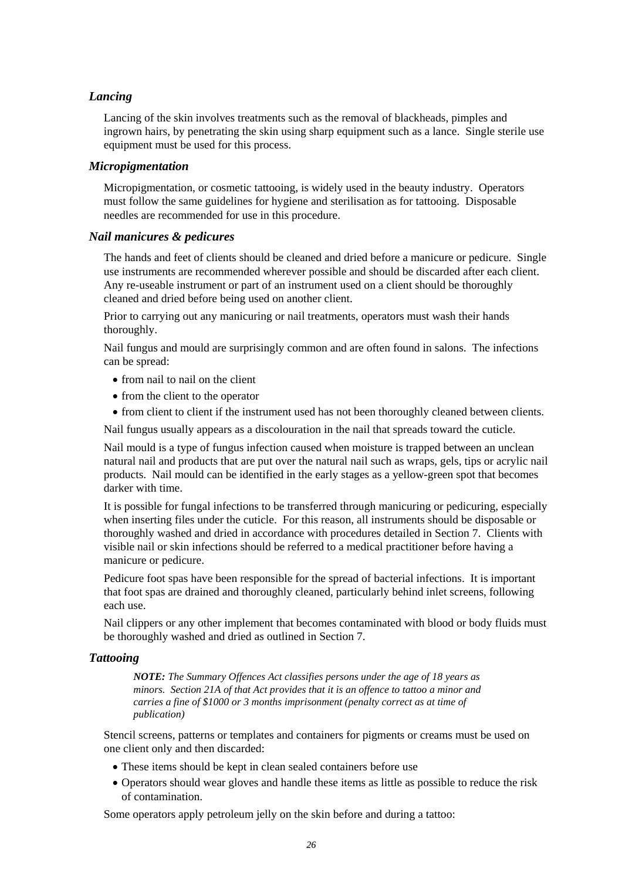### *Lancing*

Lancing of the skin involves treatments such as the removal of blackheads, pimples and ingrown hairs, by penetrating the skin using sharp equipment such as a lance. Single sterile use equipment must be used for this process.

### *Micropigmentation*

Micropigmentation, or cosmetic tattooing, is widely used in the beauty industry. Operators must follow the same guidelines for hygiene and sterilisation as for tattooing. Disposable needles are recommended for use in this procedure.

### *Nail manicures & pedicures*

The hands and feet of clients should be cleaned and dried before a manicure or pedicure. Single use instruments are recommended wherever possible and should be discarded after each client. Any re-useable instrument or part of an instrument used on a client should be thoroughly cleaned and dried before being used on another client.

Prior to carrying out any manicuring or nail treatments, operators must wash their hands thoroughly.

Nail fungus and mould are surprisingly common and are often found in salons. The infections can be spread:

- from nail to nail on the client
- from the client to the operator
- from client to client if the instrument used has not been thoroughly cleaned between clients.

Nail fungus usually appears as a discolouration in the nail that spreads toward the cuticle.

Nail mould is a type of fungus infection caused when moisture is trapped between an unclean natural nail and products that are put over the natural nail such as wraps, gels, tips or acrylic nail products. Nail mould can be identified in the early stages as a yellow-green spot that becomes darker with time.

It is possible for fungal infections to be transferred through manicuring or pedicuring, especially when inserting files under the cuticle. For this reason, all instruments should be disposable or thoroughly washed and dried in accordance with procedures detailed in Section 7. Clients with visible nail or skin infections should be referred to a medical practitioner before having a manicure or pedicure.

Pedicure foot spas have been responsible for the spread of bacterial infections. It is important that foot spas are drained and thoroughly cleaned, particularly behind inlet screens, following each use.

Nail clippers or any other implement that becomes contaminated with blood or body fluids must be thoroughly washed and dried as outlined in Section 7.

### *Tattooing*

> ***NOTE:*** *The Summary Offences Act classifies persons under the age of 18 years as minors. Section 21A of that Act provides that it is an offence to tattoo a minor and carries a fine of $1000 or 3 months imprisonment (penalty correct as at time of publication)*

Stencil screens, patterns or templates and containers for pigments or creams must be used on one client only and then discarded:

- These items should be kept in clean sealed containers before use
- Operators should wear gloves and handle these items as little as possible to reduce the risk of contamination.

Some operators apply petroleum jelly on the skin before and during a tattoo: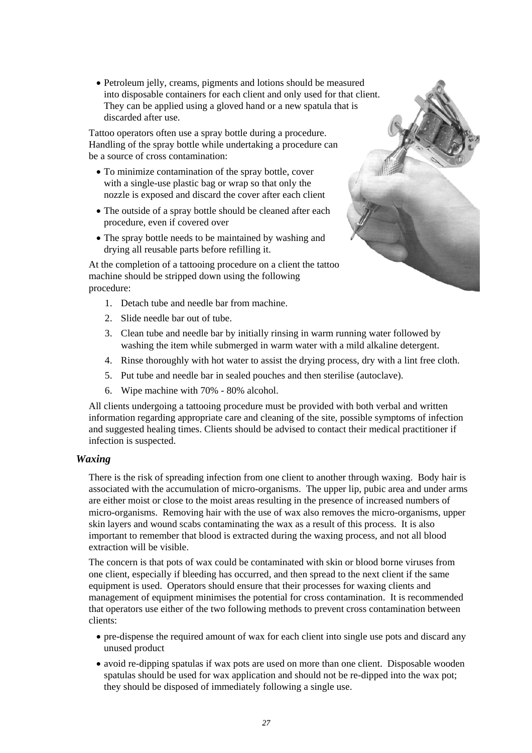- Petroleum jelly, creams, pigments and lotions should be measured into disposable containers for each client and only used for that client. They can be applied using a gloved hand or a new spatula that is discarded after use.

Tattoo operators often use a spray bottle during a procedure. Handling of the spray bottle while undertaking a procedure can be a source of cross contamination:

- To minimize contamination of the spray bottle, cover with a single-use plastic bag or wrap so that only the nozzle is exposed and discard the cover after each client
- The outside of a spray bottle should be cleaned after each procedure, even if covered over
- The spray bottle needs to be maintained by washing and drying all reusable parts before refilling it.

At the completion of a tattooing procedure on a client the tattoo machine should be stripped down using the following procedure:

1. Detach tube and needle bar from machine.
2. Slide needle bar out of tube.
3. Clean tube and needle bar by initially rinsing in warm running water followed by washing the item while submerged in warm water with a mild alkaline detergent.
4. Rinse thoroughly with hot water to assist the drying process, dry with a lint free cloth.
5. Put tube and needle bar in sealed pouches and then sterilise (autoclave).
6. Wipe machine with 70% - 80% alcohol.

All clients undergoing a tattooing procedure must be provided with both verbal and written information regarding appropriate care and cleaning of the site, possible symptoms of infection and suggested healing times. Clients should be advised to contact their medical practitioner if infection is suspected.

### *Waxing*

There is the risk of spreading infection from one client to another through waxing. Body hair is associated with the accumulation of micro-organisms. The upper lip, pubic area and under arms are either moist or close to the moist areas resulting in the presence of increased numbers of micro-organisms. Removing hair with the use of wax also removes the micro-organisms, upper skin layers and wound scabs contaminating the wax as a result of this process. It is also important to remember that blood is extracted during the waxing process, and not all blood extraction will be visible.

The concern is that pots of wax could be contaminated with skin or blood borne viruses from one client, especially if bleeding has occurred, and then spread to the next client if the same equipment is used. Operators should ensure that their processes for waxing clients and management of equipment minimises the potential for cross contamination. It is recommended that operators use either of the two following methods to prevent cross contamination between clients:

- pre-dispense the required amount of wax for each client into single use pots and discard any unused product
- avoid re-dipping spatulas if wax pots are used on more than one client. Disposable wooden spatulas should be used for wax application and should not be re-dipped into the wax pot; they should be disposed of immediately following a single use.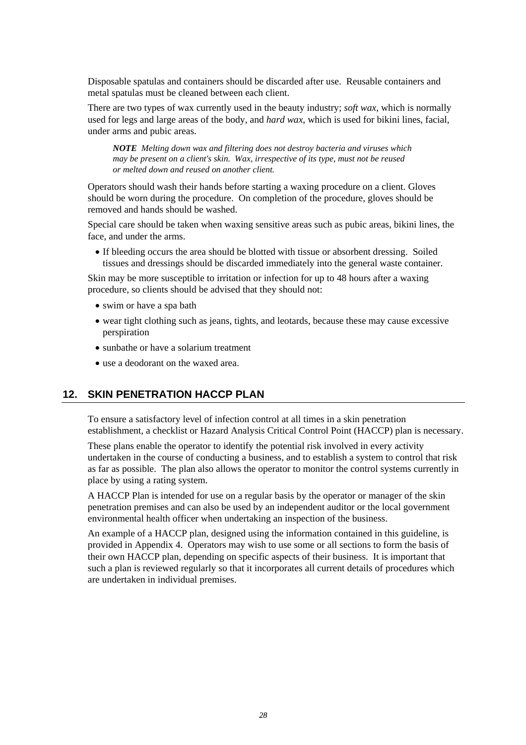Disposable spatulas and containers should be discarded after use. Reusable containers and metal spatulas must be cleaned between each client.

There are two types of wax currently used in the beauty industry; *soft wax*, which is normally used for legs and large areas of the body, and *hard wax*, which is used for bikini lines, facial, under arms and pubic areas.

> ***NOTE*** *Melting down wax and filtering does not destroy bacteria and viruses which may be present on a client's skin. Wax, irrespective of its type, must not be reused or melted down and reused on another client.*

Operators should wash their hands before starting a waxing procedure on a client. Gloves should be worn during the procedure. On completion of the procedure, gloves should be removed and hands should be washed.

Special care should be taken when waxing sensitive areas such as pubic areas, bikini lines, the face, and under the arms.

- If bleeding occurs the area should be blotted with tissue or absorbent dressing. Soiled tissues and dressings should be discarded immediately into the general waste container.

Skin may be more susceptible to irritation or infection for up to 48 hours after a waxing procedure, so clients should be advised that they should not:

- swim or have a spa bath
- wear tight clothing such as jeans, tights, and leotards, because these may cause excessive perspiration
- sunbathe or have a solarium treatment
- use a deodorant on the waxed area.

## 12. SKIN PENETRATION HACCP PLAN

To ensure a satisfactory level of infection control at all times in a skin penetration establishment, a checklist or Hazard Analysis Critical Control Point (HACCP) plan is necessary.

These plans enable the operator to identify the potential risk involved in every activity undertaken in the course of conducting a business, and to establish a system to control that risk as far as possible. The plan also allows the operator to monitor the control systems currently in place by using a rating system.

A HACCP Plan is intended for use on a regular basis by the operator or manager of the skin penetration premises and can also be used by an independent auditor or the local government environmental health officer when undertaking an inspection of the business.

An example of a HACCP plan, designed using the information contained in this guideline, is provided in Appendix 4. Operators may wish to use some or all sections to form the basis of their own HACCP plan, depending on specific aspects of their business. It is important that such a plan is reviewed regularly so that it incorporates all current details of procedures which are undertaken in individual premises.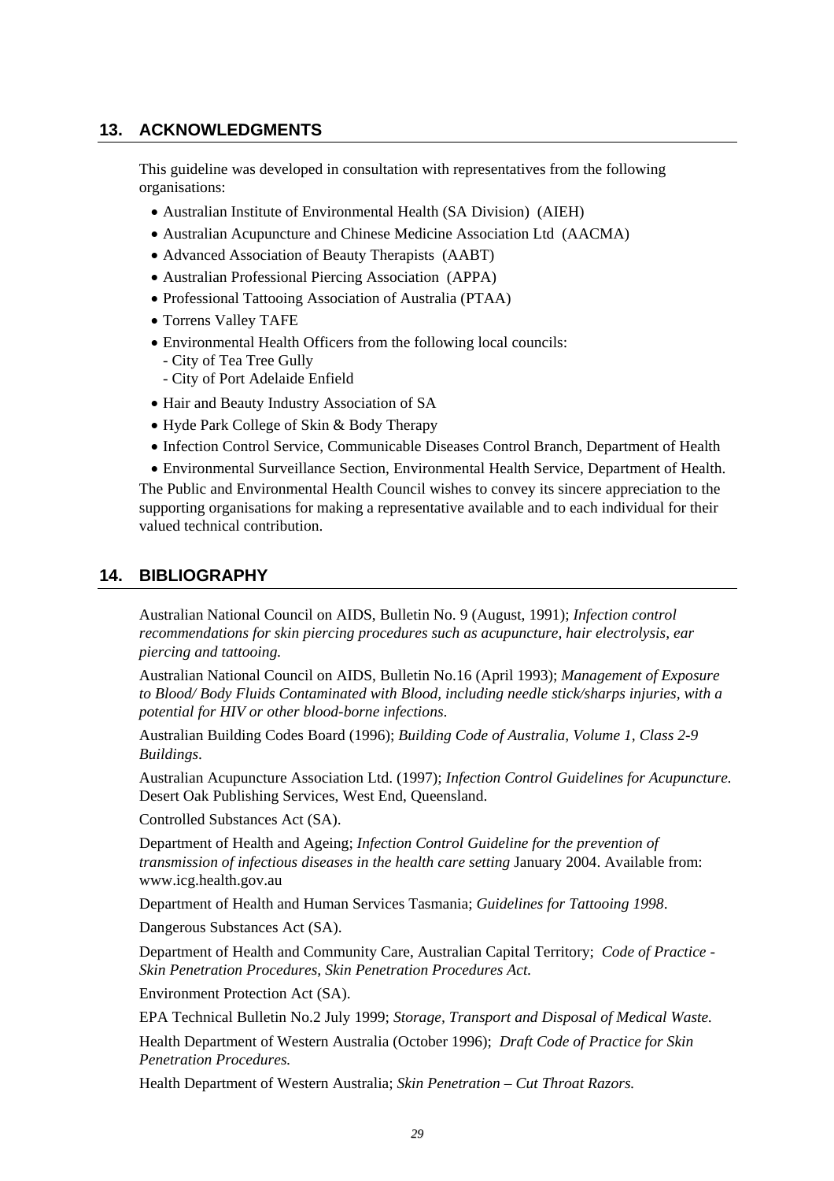## 13. ACKNOWLEDGMENTS

This guideline was developed in consultation with representatives from the following organisations:

- Australian Institute of Environmental Health (SA Division) (AIEH)
- Australian Acupuncture and Chinese Medicine Association Ltd (AACMA)
- Advanced Association of Beauty Therapists (AABT)
- Australian Professional Piercing Association (APPA)
- Professional Tattooing Association of Australia (PTAA)
- Torrens Valley TAFE
- Environmental Health Officers from the following local councils:
  - City of Tea Tree Gully
  - City of Port Adelaide Enfield
- Hair and Beauty Industry Association of SA
- Hyde Park College of Skin & Body Therapy
- Infection Control Service, Communicable Diseases Control Branch, Department of Health
- Environmental Surveillance Section, Environmental Health Service, Department of Health.

The Public and Environmental Health Council wishes to convey its sincere appreciation to the supporting organisations for making a representative available and to each individual for their valued technical contribution.

## 14. BIBLIOGRAPHY

Australian National Council on AIDS, Bulletin No. 9 (August, 1991); *Infection control recommendations for skin piercing procedures such as acupuncture, hair electrolysis, ear piercing and tattooing.*

Australian National Council on AIDS, Bulletin No.16 (April 1993); *Management of Exposure to Blood/ Body Fluids Contaminated with Blood, including needle stick/sharps injuries, with a potential for HIV or other blood-borne infections.*

Australian Building Codes Board (1996); *Building Code of Australia, Volume 1, Class 2-9 Buildings*.

Australian Acupuncture Association Ltd. (1997); *Infection Control Guidelines for Acupuncture.* Desert Oak Publishing Services, West End, Queensland.

Controlled Substances Act (SA).

Department of Health and Ageing; *Infection Control Guideline for the prevention of transmission of infectious diseases in the health care setting* January 2004. Available from: www.icg.health.gov.au

Department of Health and Human Services Tasmania; *Guidelines for Tattooing 1998*.

Dangerous Substances Act (SA).

Department of Health and Community Care, Australian Capital Territory; *Code of Practice - Skin Penetration Procedures, Skin Penetration Procedures Act.*

Environment Protection Act (SA).

EPA Technical Bulletin No.2 July 1999; *Storage, Transport and Disposal of Medical Waste.*

Health Department of Western Australia (October 1996); *Draft Code of Practice for Skin Penetration Procedures.*

Health Department of Western Australia; *Skin Penetration – Cut Throat Razors.*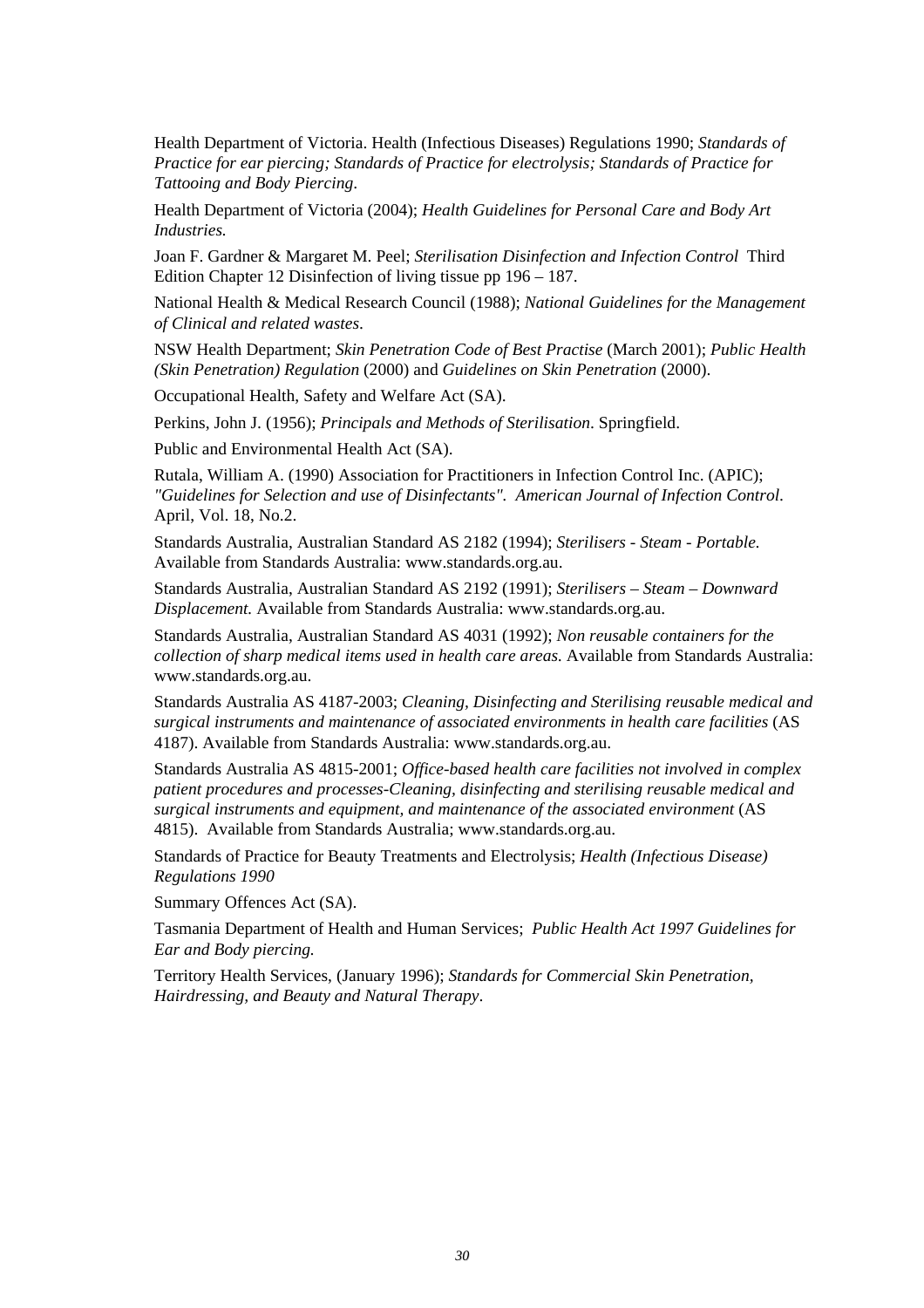Health Department of Victoria. Health (Infectious Diseases) Regulations 1990; *Standards of Practice for ear piercing; Standards of Practice for electrolysis; Standards of Practice for Tattooing and Body Piercing*.

Health Department of Victoria (2004); *Health Guidelines for Personal Care and Body Art Industries.*

Joan F. Gardner & Margaret M. Peel; *Sterilisation Disinfection and Infection Control* Third Edition Chapter 12 Disinfection of living tissue pp 196 – 187.

National Health & Medical Research Council (1988); *National Guidelines for the Management of Clinical and related wastes*.

NSW Health Department; *Skin Penetration Code of Best Practise* (March 2001); *Public Health (Skin Penetration) Regulation* (2000) and *Guidelines on Skin Penetration* (2000).

Occupational Health, Safety and Welfare Act (SA).

Perkins, John J. (1956); *Principals and Methods of Sterilisation*. Springfield.

Public and Environmental Health Act (SA).

Rutala, William A. (1990) Association for Practitioners in Infection Control Inc. (APIC); *"Guidelines for Selection and use of Disinfectants". American Journal of Infection Control.* April, Vol. 18, No.2.

Standards Australia, Australian Standard AS 2182 (1994); *Sterilisers - Steam - Portable.* Available from Standards Australia: www.standards.org.au.

Standards Australia, Australian Standard AS 2192 (1991); *Sterilisers – Steam – Downward Displacement.* Available from Standards Australia: www.standards.org.au.

Standards Australia, Australian Standard AS 4031 (1992); *Non reusable containers for the collection of sharp medical items used in health care areas.* Available from Standards Australia: www.standards.org.au.

Standards Australia AS 4187-2003; *Cleaning, Disinfecting and Sterilising reusable medical and surgical instruments and maintenance of associated environments in health care facilities* (AS 4187). Available from Standards Australia: www.standards.org.au.

Standards Australia AS 4815-2001; *Office-based health care facilities not involved in complex patient procedures and processes-Cleaning, disinfecting and sterilising reusable medical and surgical instruments and equipment, and maintenance of the associated environment* (AS 4815). Available from Standards Australia; www.standards.org.au.

Standards of Practice for Beauty Treatments and Electrolysis; *Health (Infectious Disease) Regulations 1990*

Summary Offences Act (SA).

Tasmania Department of Health and Human Services; *Public Health Act 1997 Guidelines for Ear and Body piercing.*

Territory Health Services, (January 1996); *Standards for Commercial Skin Penetration, Hairdressing, and Beauty and Natural Therapy*.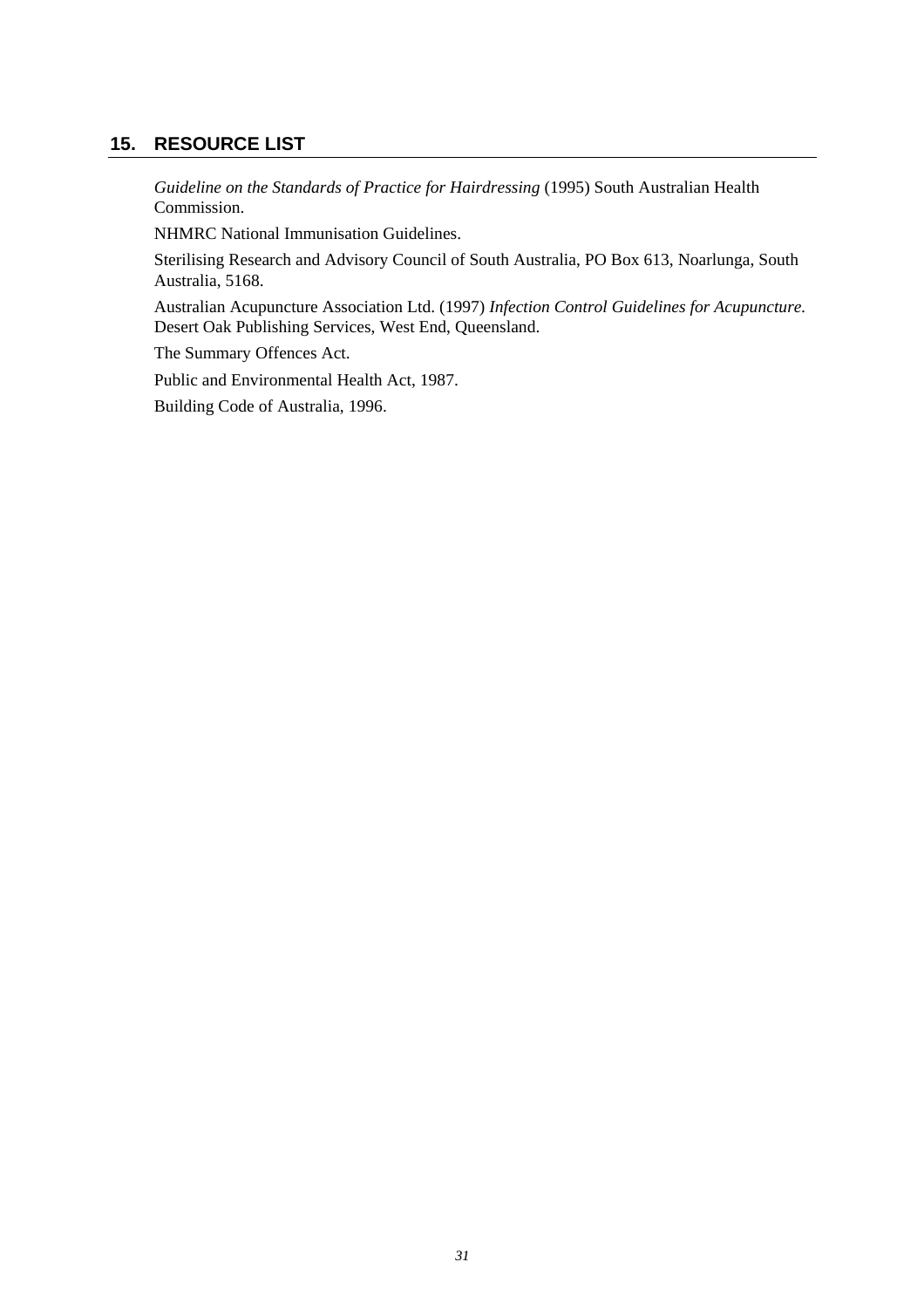## 15. RESOURCE LIST

*Guideline on the Standards of Practice for Hairdressing* (1995) South Australian Health Commission.

NHMRC National Immunisation Guidelines.

Sterilising Research and Advisory Council of South Australia, PO Box 613, Noarlunga, South Australia, 5168.

Australian Acupuncture Association Ltd. (1997) *Infection Control Guidelines for Acupuncture.* Desert Oak Publishing Services, West End, Queensland.

The Summary Offences Act.

Public and Environmental Health Act, 1987.

Building Code of Australia, 1996.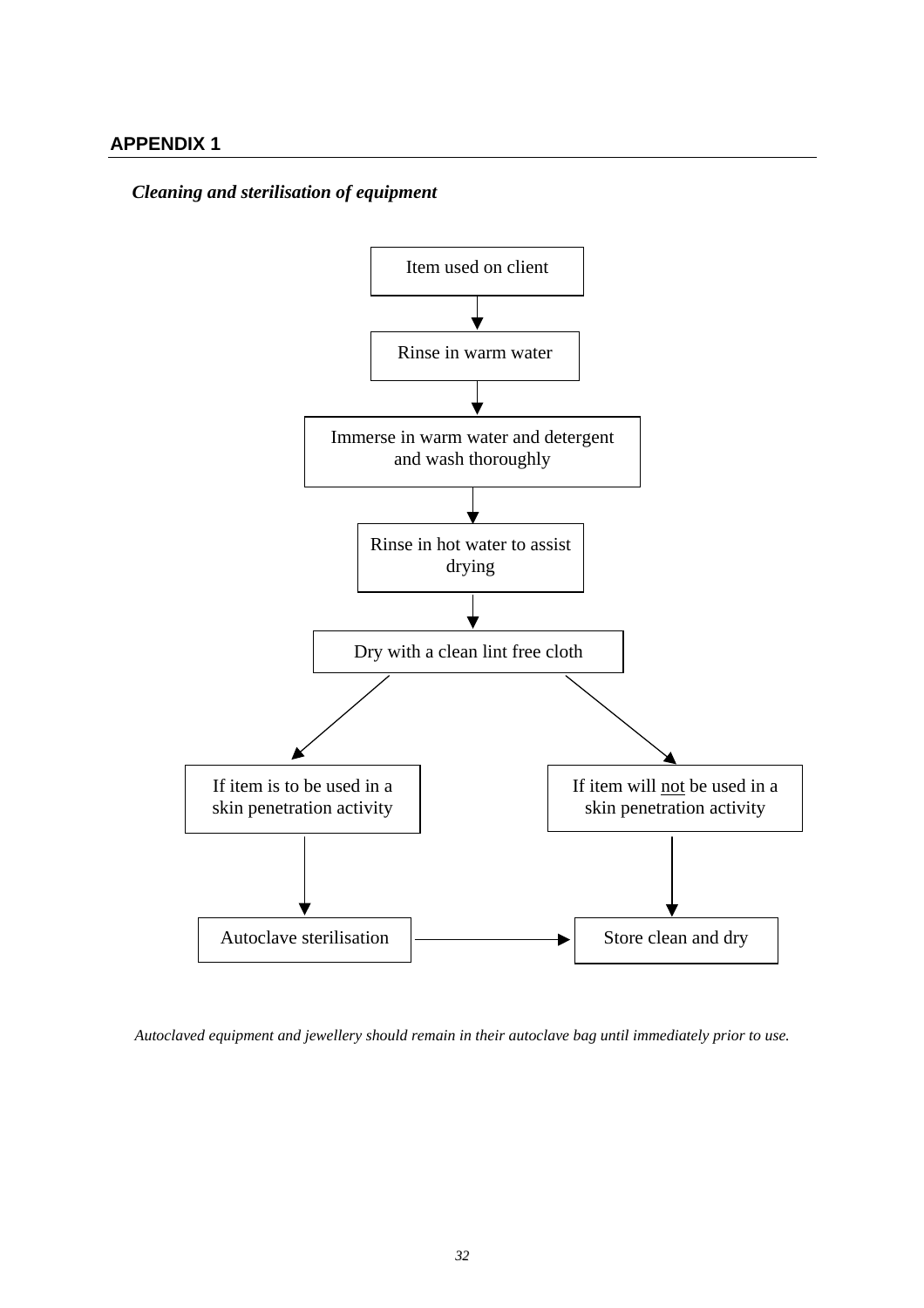## APPENDIX 1

***Cleaning and sterilisation of equipment***

Item used on client

Rinse in warm water

Immerse in warm water and detergent and wash thoroughly

Rinse in hot water to assist drying

Dry with a clean lint free cloth

If item is to be used in a skin penetration activity

If item will not be used in a skin penetration activity

Autoclave sterilisation

Store clean and dry

*Autoclaved equipment and jewellery should remain in their autoclave bag until immediately prior to use.*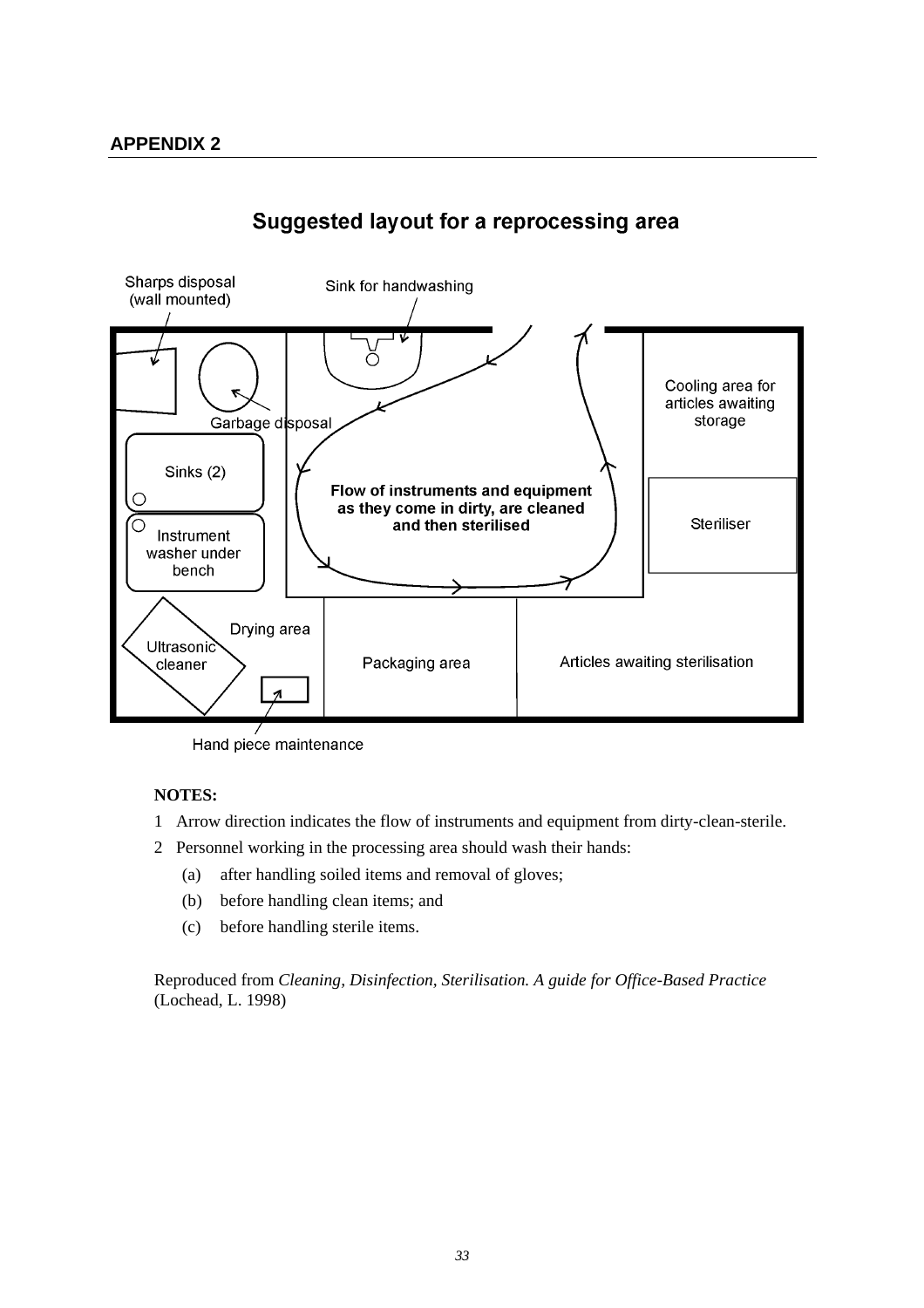## APPENDIX 2

# Suggested layout for a reprocessing area

Sharps disposal (wall mounted)

Sink for handwashing

Garbage disposal

Sinks (2)

Instrument washer under bench

Flow of instruments and equipment as they come in dirty, are cleaned and then sterilised

Cooling area for articles awaiting storage

Steriliser

Drying area

Ultrasonic cleaner

Packaging area

Articles awaiting sterilisation

Hand piece maintenance

**NOTES:**

1 Arrow direction indicates the flow of instruments and equipment from dirty-clean-sterile.

2 Personnel working in the processing area should wash their hands:

(a) after handling soiled items and removal of gloves;

(b) before handling clean items; and

(c) before handling sterile items.

Reproduced from *Cleaning, Disinfection, Sterilisation. A guide for Office-Based Practice* (Lochead, L. 1998)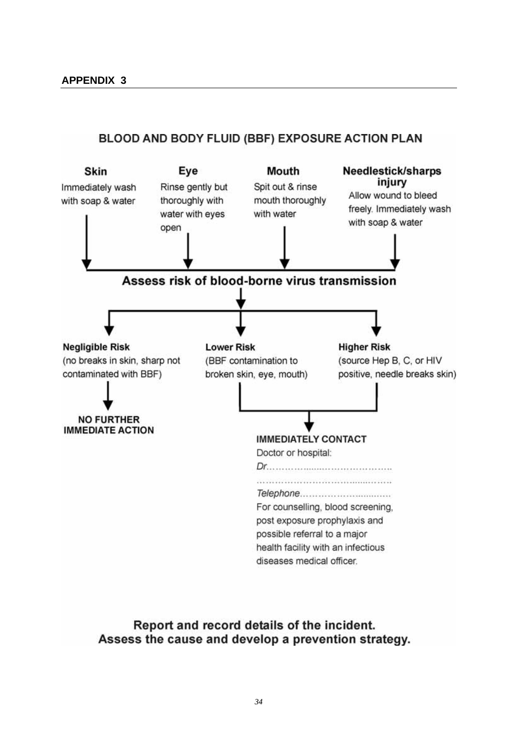## APPENDIX 3

### BLOOD AND BODY FLUID (BBF) EXPOSURE ACTION PLAN

**Skin**
Immediately wash with soap & water

**Eye**
Rinse gently but thoroughly with water with eyes open

**Mouth**
Spit out & rinse mouth thoroughly with water

**Needlestick/sharps injury**
Allow wound to bleed freely. Immediately wash with soap & water

**Assess risk of blood-borne virus transmission**

**Negligible Risk**
(no breaks in skin, sharp not contaminated with BBF)

**NO FURTHER IMMEDIATE ACTION**

**Lower Risk**
(BBF contamination to broken skin, eye, mouth)

**Higher Risk**
(source Hep B, C, or HIV positive, needle breaks skin)

**IMMEDIATELY CONTACT**
Doctor or hospital:
*Dr*………………………………………..
……………………………………………
*Telephone*……………………………
For counselling, blood screening, post exposure prophylaxis and possible referral to a major health facility with an infectious diseases medical officer.

**Report and record details of the incident.**
**Assess the cause and develop a prevention strategy.**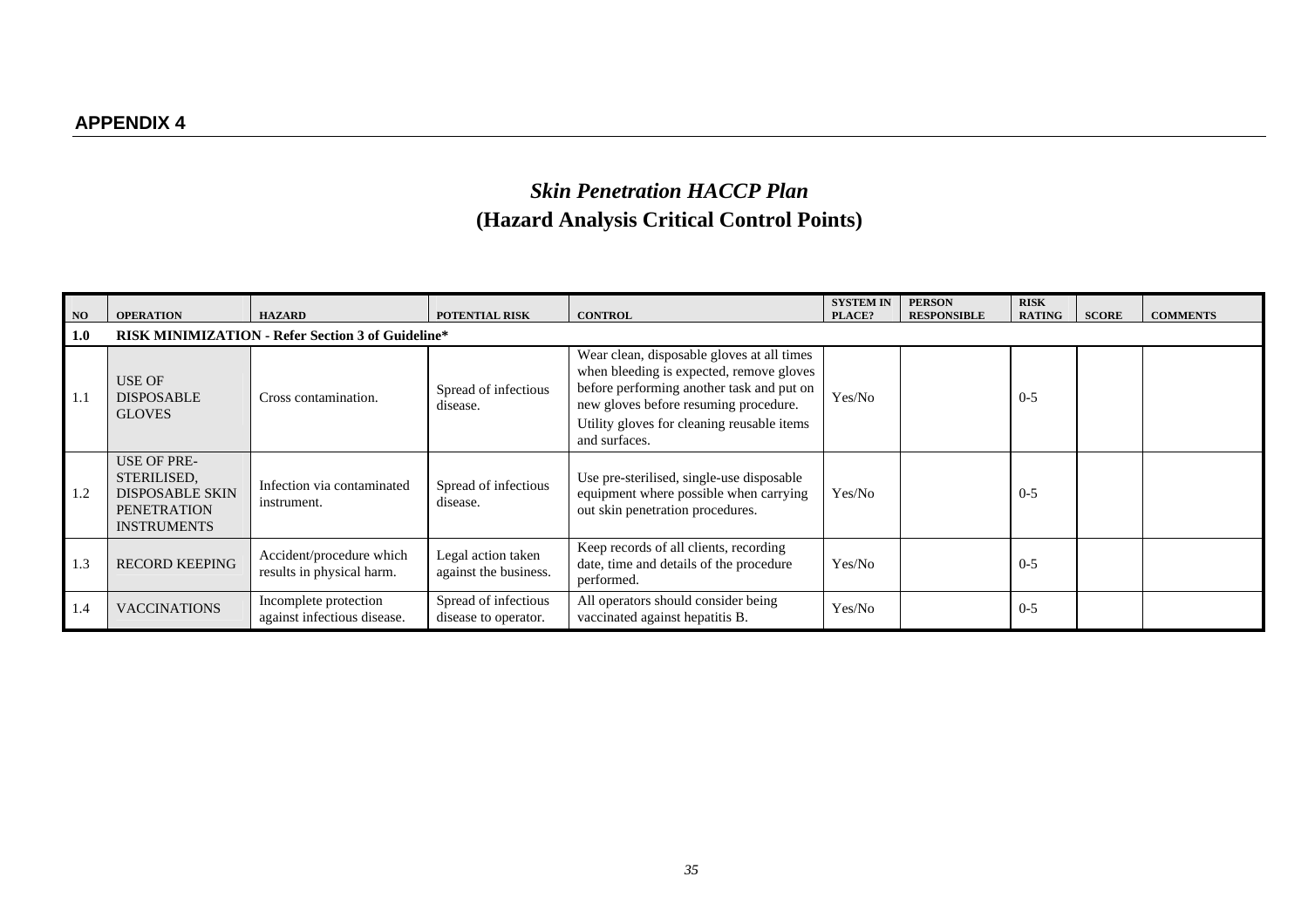## APPENDIX 4

# *Skin Penetration HACCP Plan*
# (Hazard Analysis Critical Control Points)

| NO | OPERATION | HAZARD | POTENTIAL RISK | CONTROL | SYSTEM IN PLACE? | PERSON RESPONSIBLE | RISK RATING | SCORE | COMMENTS |
|---|---|---|---|---|---|---|---|---|---|
| **1.0** | **RISK MINIMIZATION - Refer Section 3 of Guideline*** | | | | | | | | |
| 1.1 | USE OF DISPOSABLE GLOVES | Cross contamination. | Spread of infectious disease. | Wear clean, disposable gloves at all times when bleeding is expected, remove gloves before performing another task and put on new gloves before resuming procedure. Utility gloves for cleaning reusable items and surfaces. | Yes/No | | 0-5 | | |
| 1.2 | USE OF PRE-STERILISED, DISPOSABLE SKIN PENETRATION INSTRUMENTS | Infection via contaminated instrument. | Spread of infectious disease. | Use pre-sterilised, single-use disposable equipment where possible when carrying out skin penetration procedures. | Yes/No | | 0-5 | | |
| 1.3 | RECORD KEEPING | Accident/procedure which results in physical harm. | Legal action taken against the business. | Keep records of all clients, recording date, time and details of the procedure performed. | Yes/No | | 0-5 | | |
| 1.4 | VACCINATIONS | Incomplete protection against infectious disease. | Spread of infectious disease to operator. | All operators should consider being vaccinated against hepatitis B. | Yes/No | | 0-5 | | |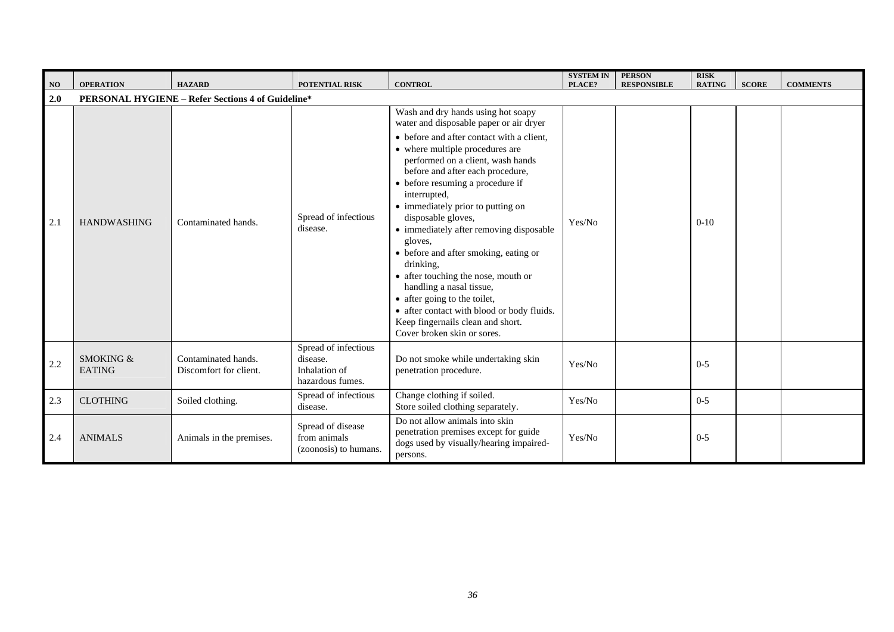| NO | OPERATION | HAZARD | POTENTIAL RISK | CONTROL | SYSTEM IN PLACE? | PERSON RESPONSIBLE | RISK RATING | SCORE | COMMENTS |
|---|---|---|---|---|---|---|---|---|---|
| **2.0** | **PERSONAL HYGIENE – Refer Sections 4 of Guideline*** | | | | | | | | |
| 2.1 | HANDWASHING | Contaminated hands. | Spread of infectious disease. | Wash and dry hands using hot soapy water and disposable paper or air dryer<br>• before and after contact with a client,<br>• where multiple procedures are performed on a client, wash hands before and after each procedure,<br>• before resuming a procedure if interrupted,<br>• immediately prior to putting on disposable gloves,<br>• immediately after removing disposable gloves,<br>• before and after smoking, eating or drinking,<br>• after touching the nose, mouth or handling a nasal tissue,<br>• after going to the toilet,<br>• after contact with blood or body fluids.<br>Keep fingernails clean and short.<br>Cover broken skin or sores. | Yes/No | | 0-10 | | |
| 2.2 | SMOKING & EATING | Contaminated hands. Discomfort for client. | Spread of infectious disease. Inhalation of hazardous fumes. | Do not smoke while undertaking skin penetration procedure. | Yes/No | | 0-5 | | |
| 2.3 | CLOTHING | Soiled clothing. | Spread of infectious disease. | Change clothing if soiled.<br>Store soiled clothing separately. | Yes/No | | 0-5 | | |
| 2.4 | ANIMALS | Animals in the premises. | Spread of disease from animals (zoonosis) to humans. | Do not allow animals into skin penetration premises except for guide dogs used by visually/hearing impaired-persons. | Yes/No | | 0-5 | | |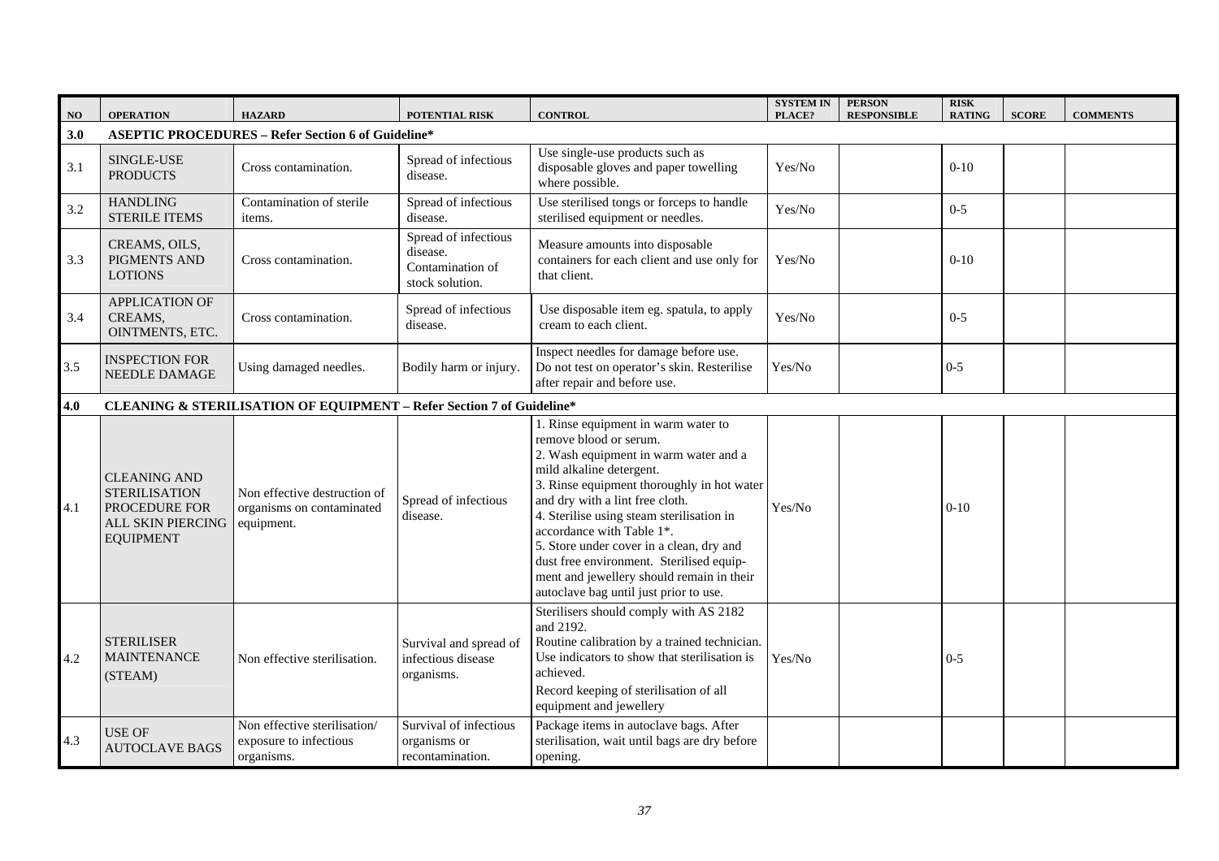| NO | OPERATION | HAZARD | POTENTIAL RISK | CONTROL | SYSTEM IN PLACE? | PERSON RESPONSIBLE | RISK RATING | SCORE | COMMENTS |
|---|---|---|---|---|---|---|---|---|---|
| **3.0** | **ASEPTIC PROCEDURES – Refer Section 6 of Guideline*** | | | | | | | | |
| 3.1 | SINGLE-USE PRODUCTS | Cross contamination. | Spread of infectious disease. | Use single-use products such as disposable gloves and paper towelling where possible. | Yes/No | | 0-10 | | |
| 3.2 | HANDLING STERILE ITEMS | Contamination of sterile items. | Spread of infectious disease. | Use sterilised tongs or forceps to handle sterilised equipment or needles. | Yes/No | | 0-5 | | |
| 3.3 | CREAMS, OILS, PIGMENTS AND LOTIONS | Cross contamination. | Spread of infectious disease. Contamination of stock solution. | Measure amounts into disposable containers for each client and use only for that client. | Yes/No | | 0-10 | | |
| 3.4 | APPLICATION OF CREAMS, OINTMENTS, ETC. | Cross contamination. | Spread of infectious disease. | Use disposable item eg. spatula, to apply cream to each client. | Yes/No | | 0-5 | | |
| 3.5 | INSPECTION FOR NEEDLE DAMAGE | Using damaged needles. | Bodily harm or injury. | Inspect needles for damage before use. Do not test on operator's skin. Resterilise after repair and before use. | Yes/No | | 0-5 | | |
| **4.0** | **CLEANING & STERILISATION OF EQUIPMENT – Refer Section 7 of Guideline*** | | | | | | | | |
| 4.1 | CLEANING AND STERILISATION PROCEDURE FOR ALL SKIN PIERCING EQUIPMENT | Non effective destruction of organisms on contaminated equipment. | Spread of infectious disease. | 1. Rinse equipment in warm water to remove blood or serum.<br>2. Wash equipment in warm water and a mild alkaline detergent.<br>3. Rinse equipment thoroughly in hot water and dry with a lint free cloth.<br>4. Sterilise using steam sterilisation in accordance with Table 1*.<br>5. Store under cover in a clean, dry and dust free environment. Sterilised equipment and jewellery should remain in their autoclave bag until just prior to use. | Yes/No | | 0-10 | | |
| 4.2 | STERILISER MAINTENANCE (STEAM) | Non effective sterilisation. | Survival and spread of infectious disease organisms. | Sterilisers should comply with AS 2182 and 2192.<br>Routine calibration by a trained technician.<br>Use indicators to show that sterilisation is achieved.<br>Record keeping of sterilisation of all equipment and jewellery | Yes/No | | 0-5 | | |
| 4.3 | USE OF AUTOCLAVE BAGS | Non effective sterilisation/ exposure to infectious organisms. | Survival of infectious organisms or recontamination. | Package items in autoclave bags. After sterilisation, wait until bags are dry before opening. | | | | | |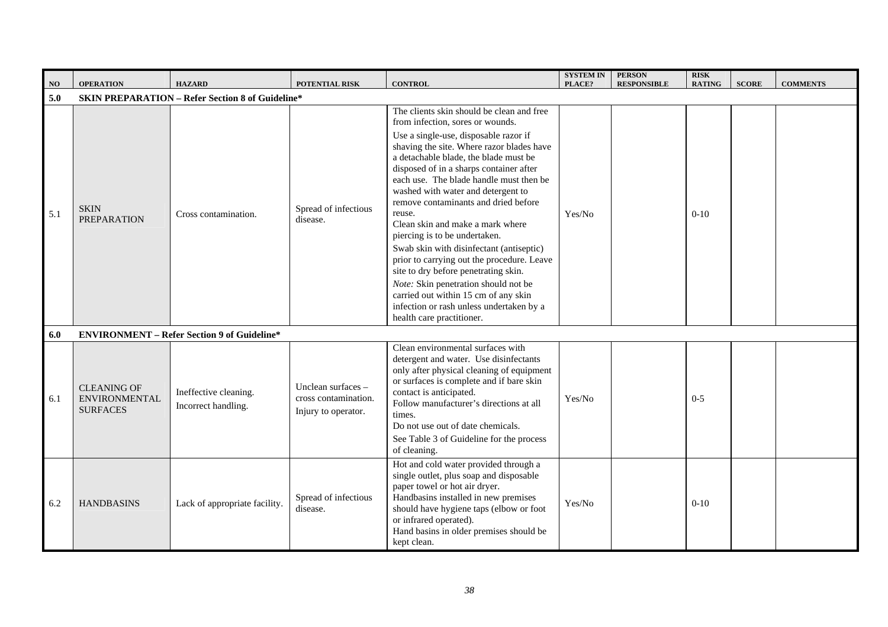| NO | OPERATION | HAZARD | POTENTIAL RISK | CONTROL | SYSTEM IN PLACE? | PERSON RESPONSIBLE | RISK RATING | SCORE | COMMENTS |
|---|---|---|---|---|---|---|---|---|---|
| **5.0** | **SKIN PREPARATION – Refer Section 8 of Guideline*** | | | | | | | | |
| 5.1 | SKIN PREPARATION | Cross contamination. | Spread of infectious disease. | The clients skin should be clean and free from infection, sores or wounds.<br>Use a single-use, disposable razor if shaving the site. Where razor blades have a detachable blade, the blade must be disposed of in a sharps container after each use. The blade handle must then be washed with water and detergent to remove contaminants and dried before reuse.<br>Clean skin and make a mark where piercing is to be undertaken.<br>Swab skin with disinfectant (antiseptic) prior to carrying out the procedure. Leave site to dry before penetrating skin.<br>*Note:* Skin penetration should not be carried out within 15 cm of any skin infection or rash unless undertaken by a health care practitioner. | Yes/No | | 0-10 | | |
| **6.0** | **ENVIRONMENT – Refer Section 9 of Guideline*** | | | | | | | | |
| 6.1 | CLEANING OF ENVIRONMENTAL SURFACES | Ineffective cleaning.<br>Incorrect handling. | Unclean surfaces – cross contamination.<br>Injury to operator. | Clean environmental surfaces with detergent and water. Use disinfectants only after physical cleaning of equipment or surfaces is complete and if bare skin contact is anticipated.<br>Follow manufacturer's directions at all times.<br>Do not use out of date chemicals.<br>See Table 3 of Guideline for the process of cleaning. | Yes/No | | 0-5 | | |
| 6.2 | HANDBASINS | Lack of appropriate facility. | Spread of infectious disease. | Hot and cold water provided through a single outlet, plus soap and disposable paper towel or hot air dryer.<br>Handbasins installed in new premises should have hygiene taps (elbow or foot or infrared operated).<br>Hand basins in older premises should be kept clean. | Yes/No | | 0-10 | | |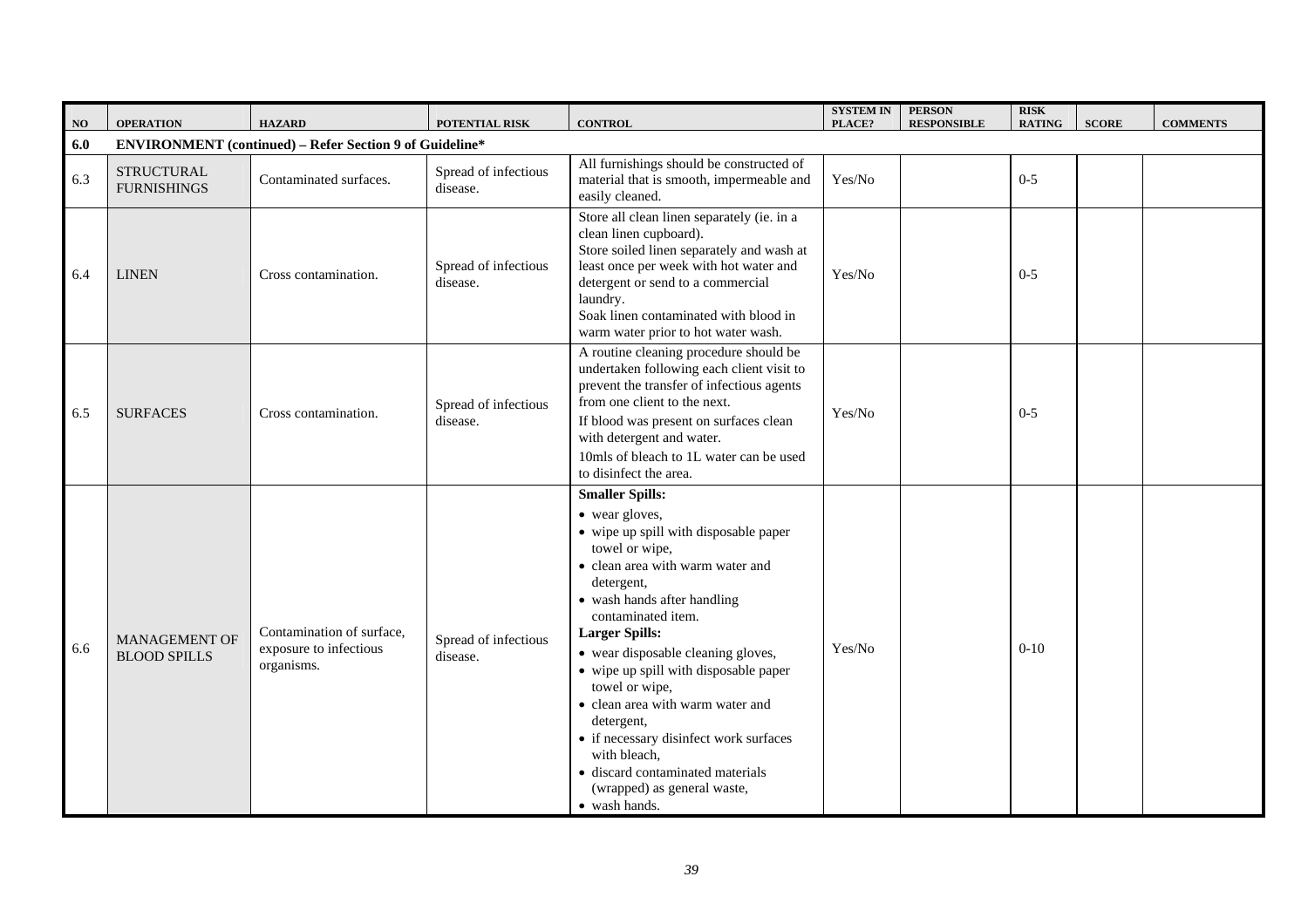| NO | OPERATION | HAZARD | POTENTIAL RISK | CONTROL | SYSTEM IN PLACE? | PERSON RESPONSIBLE | RISK RATING | SCORE | COMMENTS |
|---|---|---|---|---|---|---|---|---|---|
| **6.0** | **ENVIRONMENT (continued) – Refer Section 9 of Guideline*** | | | | | | | | |
| 6.3 | STRUCTURAL FURNISHINGS | Contaminated surfaces. | Spread of infectious disease. | All furnishings should be constructed of material that is smooth, impermeable and easily cleaned. | Yes/No | | 0-5 | | |
| 6.4 | LINEN | Cross contamination. | Spread of infectious disease. | Store all clean linen separately (ie. in a clean linen cupboard).<br>Store soiled linen separately and wash at least once per week with hot water and detergent or send to a commercial laundry.<br>Soak linen contaminated with blood in warm water prior to hot water wash. | Yes/No | | 0-5 | | |
| 6.5 | SURFACES | Cross contamination. | Spread of infectious disease. | A routine cleaning procedure should be undertaken following each client visit to prevent the transfer of infectious agents from one client to the next.<br>If blood was present on surfaces clean with detergent and water.<br>10mls of bleach to 1L water can be used to disinfect the area. | Yes/No | | 0-5 | | |
| 6.6 | MANAGEMENT OF BLOOD SPILLS | Contamination of surface, exposure to infectious organisms. | Spread of infectious disease. | **Smaller Spills:**<br>• wear gloves,<br>• wipe up spill with disposable paper towel or wipe,<br>• clean area with warm water and detergent,<br>• wash hands after handling contaminated item.<br>**Larger Spills:**<br>• wear disposable cleaning gloves,<br>• wipe up spill with disposable paper towel or wipe,<br>• clean area with warm water and detergent,<br>• if necessary disinfect work surfaces with bleach,<br>• discard contaminated materials (wrapped) as general waste,<br>• wash hands. | Yes/No | | 0-10 | | |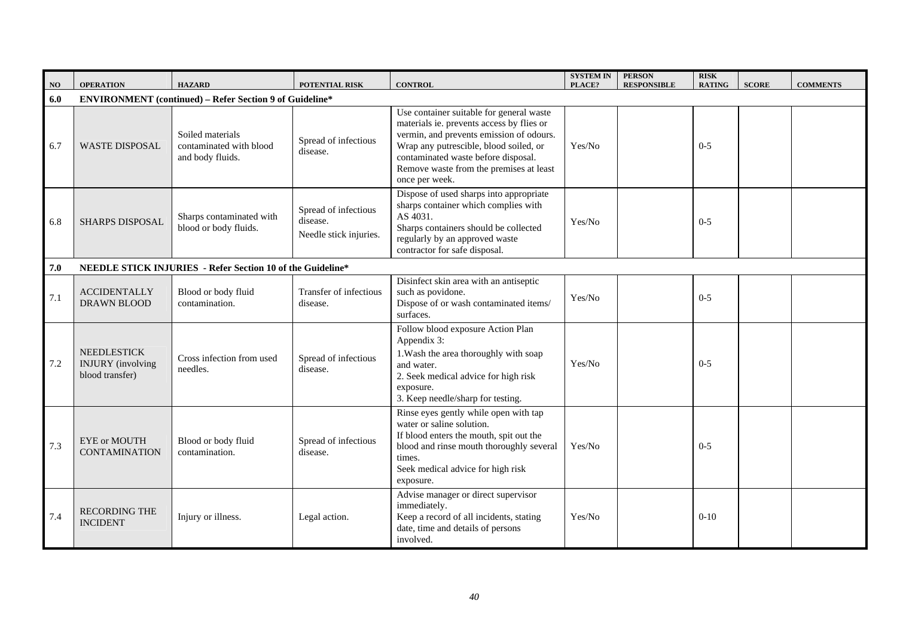| NO | OPERATION | HAZARD | POTENTIAL RISK | CONTROL | SYSTEM IN PLACE? | PERSON RESPONSIBLE | RISK RATING | SCORE | COMMENTS |
|---|---|---|---|---|---|---|---|---|---|
| **6.0** | **ENVIRONMENT (continued) – Refer Section 9 of Guideline*** | | | | | | | | |
| 6.7 | WASTE DISPOSAL | Soiled materials contaminated with blood and body fluids. | Spread of infectious disease. | Use container suitable for general waste materials ie. prevents access by flies or vermin, and prevents emission of odours. Wrap any putrescible, blood soiled, or contaminated waste before disposal. Remove waste from the premises at least once per week. | Yes/No | | 0-5 | | |
| 6.8 | SHARPS DISPOSAL | Sharps contaminated with blood or body fluids. | Spread of infectious disease. Needle stick injuries. | Dispose of used sharps into appropriate sharps container which complies with AS 4031. Sharps containers should be collected regularly by an approved waste contractor for safe disposal. | Yes/No | | 0-5 | | |
| **7.0** | **NEEDLE STICK INJURIES - Refer Section 10 of the Guideline*** | | | | | | | | |
| 7.1 | ACCIDENTALLY DRAWN BLOOD | Blood or body fluid contamination. | Transfer of infectious disease. | Disinfect skin area with an antiseptic such as povidone. Dispose of or wash contaminated items/ surfaces. | Yes/No | | 0-5 | | |
| 7.2 | NEEDLESTICK INJURY (involving blood transfer) | Cross infection from used needles. | Spread of infectious disease. | Follow blood exposure Action Plan Appendix 3: 1.Wash the area thoroughly with soap and water. 2. Seek medical advice for high risk exposure. 3. Keep needle/sharp for testing. | Yes/No | | 0-5 | | |
| 7.3 | EYE or MOUTH CONTAMINATION | Blood or body fluid contamination. | Spread of infectious disease. | Rinse eyes gently while open with tap water or saline solution. If blood enters the mouth, spit out the blood and rinse mouth thoroughly several times. Seek medical advice for high risk exposure. | Yes/No | | 0-5 | | |
| 7.4 | RECORDING THE INCIDENT | Injury or illness. | Legal action. | Advise manager or direct supervisor immediately. Keep a record of all incidents, stating date, time and details of persons involved. | Yes/No | | 0-10 | | |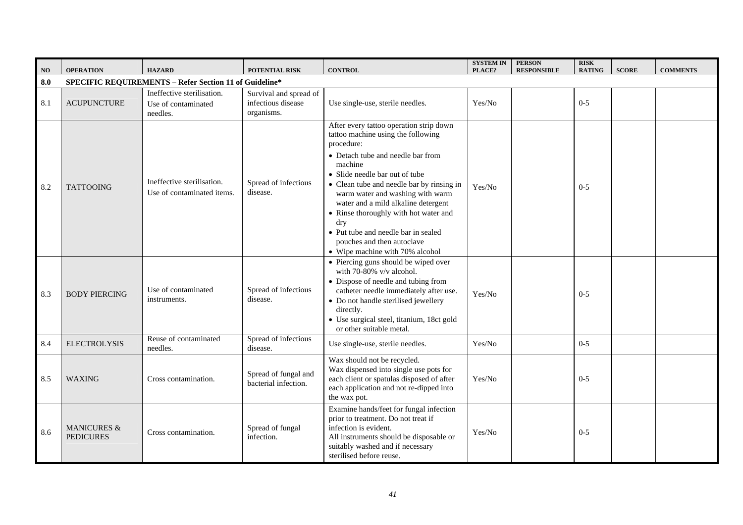| NO | OPERATION | HAZARD | POTENTIAL RISK | CONTROL | SYSTEM IN PLACE? | PERSON RESPONSIBLE | RISK RATING | SCORE | COMMENTS |
|---|---|---|---|---|---|---|---|---|---|
| **8.0** | **SPECIFIC REQUIREMENTS – Refer Section 11 of Guideline*** | | | | | | | | |
| 8.1 | ACUPUNCTURE | Ineffective sterilisation. Use of contaminated needles. | Survival and spread of infectious disease organisms. | Use single-use, sterile needles. | Yes/No | | 0-5 | | |
| 8.2 | TATTOOING | Ineffective sterilisation. Use of contaminated items. | Spread of infectious disease. | After every tattoo operation strip down tattoo machine using the following procedure:<br>• Detach tube and needle bar from machine<br>• Slide needle bar out of tube<br>• Clean tube and needle bar by rinsing in warm water and washing with warm water and a mild alkaline detergent<br>• Rinse thoroughly with hot water and dry<br>• Put tube and needle bar in sealed pouches and then autoclave<br>• Wipe machine with 70% alcohol | Yes/No | | 0-5 | | |
| 8.3 | BODY PIERCING | Use of contaminated instruments. | Spread of infectious disease. | • Piercing guns should be wiped over with 70-80% v/v alcohol.<br>• Dispose of needle and tubing from catheter needle immediately after use.<br>• Do not handle sterilised jewellery directly.<br>• Use surgical steel, titanium, 18ct gold or other suitable metal. | Yes/No | | 0-5 | | |
| 8.4 | ELECTROLYSIS | Reuse of contaminated needles. | Spread of infectious disease. | Use single-use, sterile needles. | Yes/No | | 0-5 | | |
| 8.5 | WAXING | Cross contamination. | Spread of fungal and bacterial infection. | Wax should not be recycled.<br>Wax dispensed into single use pots for each client or spatulas disposed of after each application and not re-dipped into the wax pot. | Yes/No | | 0-5 | | |
| 8.6 | MANICURES & PEDICURES | Cross contamination. | Spread of fungal infection. | Examine hands/feet for fungal infection prior to treatment. Do not treat if infection is evident.<br>All instruments should be disposable or suitably washed and if necessary sterilised before reuse. | Yes/No | | 0-5 | | |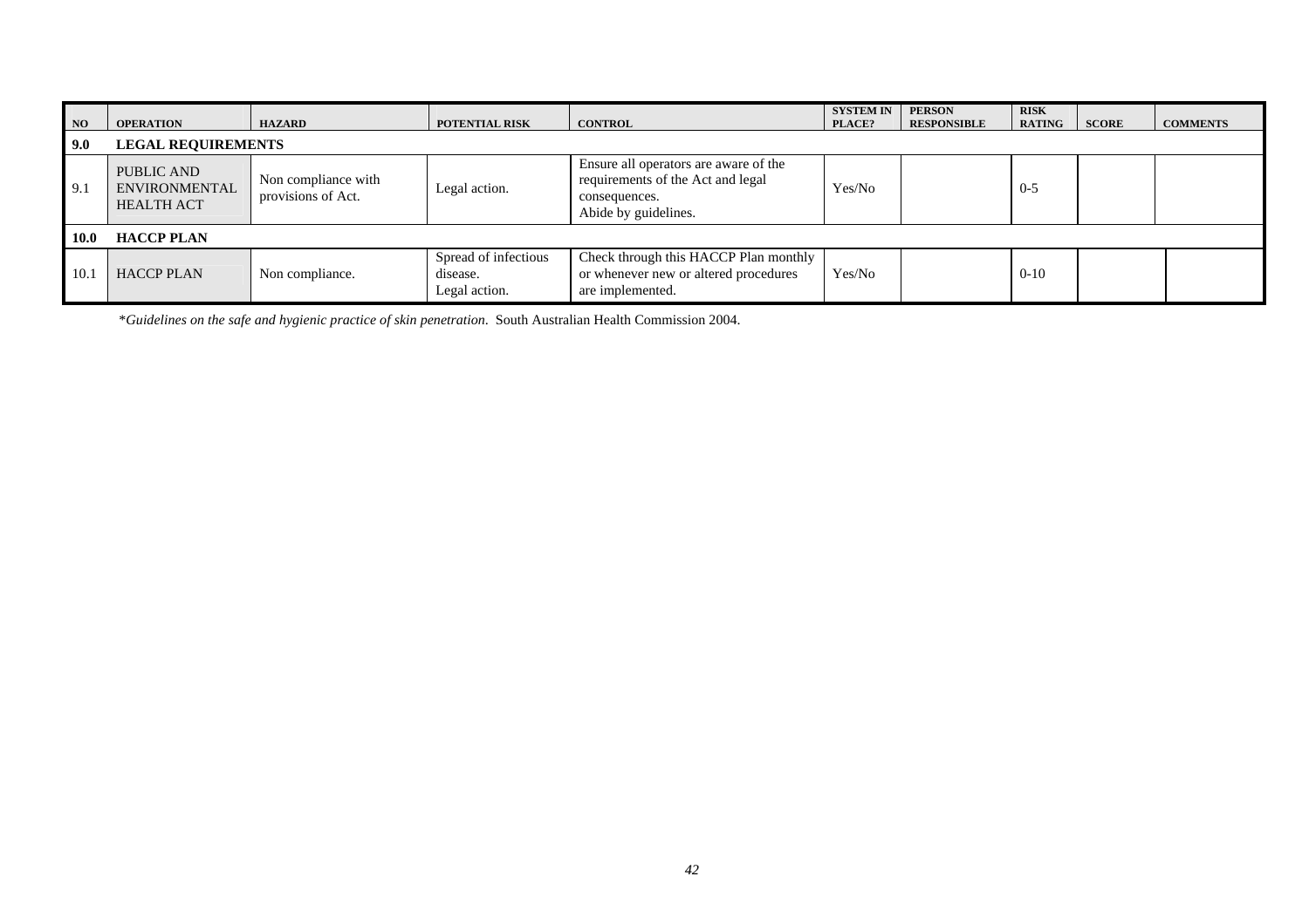| NO | OPERATION | HAZARD | POTENTIAL RISK | CONTROL | SYSTEM IN PLACE? | PERSON RESPONSIBLE | RISK RATING | SCORE | COMMENTS |
|---|---|---|---|---|---|---|---|---|---|
| **9.0** | **LEGAL REQUIREMENTS** | | | | | | | | |
| 9.1 | PUBLIC AND ENVIRONMENTAL HEALTH ACT | Non compliance with provisions of Act. | Legal action. | Ensure all operators are aware of the requirements of the Act and legal consequences. Abide by guidelines. | Yes/No | | 0-5 | | |
| **10.0** | **HACCP PLAN** | | | | | | | | |
| 10.1 | HACCP PLAN | Non compliance. | Spread of infectious disease. Legal action. | Check through this HACCP Plan monthly or whenever new or altered procedures are implemented. | Yes/No | | 0-10 | | |

*\*Guidelines on the safe and hygienic practice of skin penetration*. South Australian Health Commission 2004.